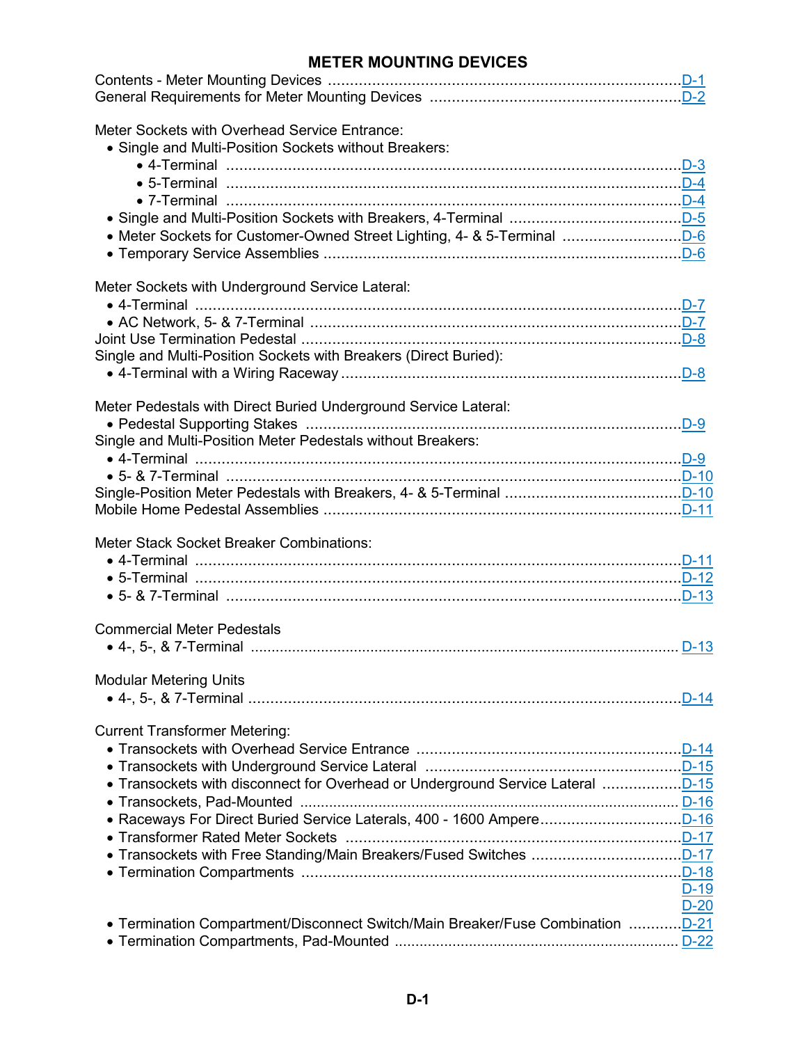# METER MOUNTING DEVICES

Contents - Meter Mounting Devices ........................................................................................ D-1
General Requirements for Meter Mounting Devices ........................................................ D-2

Meter Sockets with Overhead Service Entrance:

- Single and Multi-Position Sockets without Breakers:
  - 4-Terminal ........................................................................................................ D-3
  - 5-Terminal ........................................................................................................ D-4
  - 7-Terminal ........................................................................................................ D-4
- Single and Multi-Position Sockets with Breakers, 4-Terminal ........................................ D-5
- Meter Sockets for Customer-Owned Street Lighting, 4- & 5-Terminal ............................ D-6
- Temporary Service Assemblies ................................................................................... D-6

Meter Sockets with Underground Service Lateral:

- 4-Terminal ................................................................................................................ D-7
- AC Network, 5- & 7-Terminal ..................................................................................... D-7

Joint Use Termination Pedestal ...................................................................................... D-8
Single and Multi-Position Sockets with Breakers (Direct Buried):

- 4-Terminal with a Wiring Raceway ............................................................................. D-8

Meter Pedestals with Direct Buried Underground Service Lateral:

- Pedestal Supporting Stakes ...................................................................................... D-9

Single and Multi-Position Meter Pedestals without Breakers:

- 4-Terminal ................................................................................................................ D-9
- 5- & 7-Terminal ........................................................................................................ D-10

Single-Position Meter Pedestals with Breakers, 4- & 5-Terminal ........................................ D-10
Mobile Home Pedestal Assemblies .................................................................................. D-11

Meter Stack Socket Breaker Combinations:

- 4-Terminal ................................................................................................................ D-11
- 5-Terminal ................................................................................................................ D-12
- 5- & 7-Terminal ........................................................................................................ D-13

Commercial Meter Pedestals

- 4-, 5-, & 7-Terminal ................................................................................................... D-13

Modular Metering Units

- 4-, 5-, & 7-Terminal ................................................................................................... D-14

Current Transformer Metering:

- Transockets with Overhead Service Entrance ............................................................. D-14
- Transockets with Underground Service Lateral ........................................................... D-15
- Transockets with disconnect for Overhead or Underground Service Lateral .................. D-15
- Transockets, Pad-Mounted ......................................................................................... D-16
- Raceways For Direct Buried Service Laterals, 400 - 1600 Ampere ................................ D-16
- Transformer Rated Meter Sockets ............................................................................. D-17
- Transockets with Free Standing/Main Breakers/Fused Switches .................................. D-17
- Termination Compartments ........................................................................................ D-18
  D-19
  D-20
- Termination Compartment/Disconnect Switch/Main Breaker/Fuse Combination ............ D-21
- Termination Compartments, Pad-Mounted ................................................................... D-22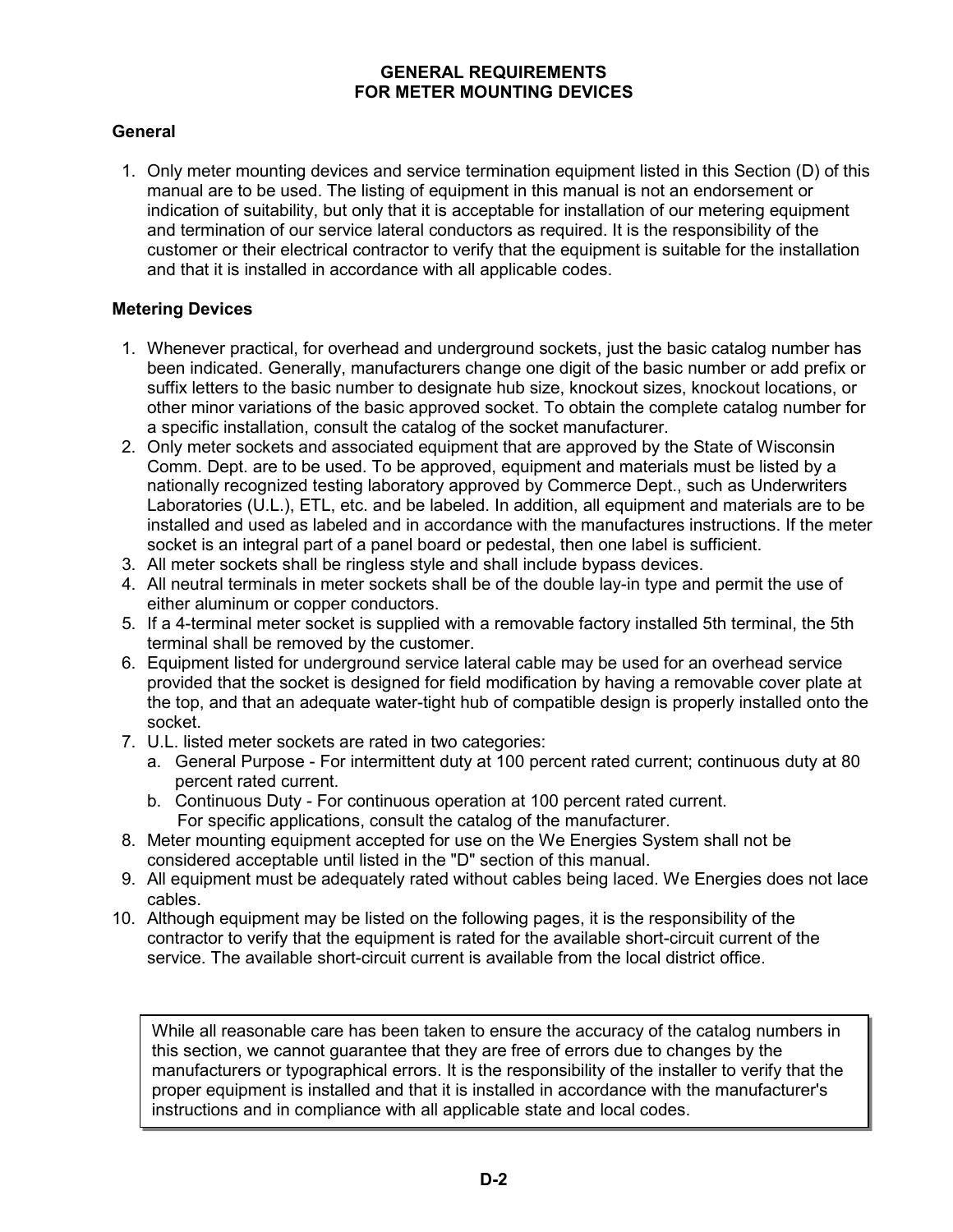# GENERAL REQUIREMENTS FOR METER MOUNTING DEVICES

## General

1. Only meter mounting devices and service termination equipment listed in this Section (D) of this manual are to be used. The listing of equipment in this manual is not an endorsement or indication of suitability, but only that it is acceptable for installation of our metering equipment and termination of our service lateral conductors as required. It is the responsibility of the customer or their electrical contractor to verify that the equipment is suitable for the installation and that it is installed in accordance with all applicable codes.

## Metering Devices

1. Whenever practical, for overhead and underground sockets, just the basic catalog number has been indicated. Generally, manufacturers change one digit of the basic number or add prefix or suffix letters to the basic number to designate hub size, knockout sizes, knockout locations, or other minor variations of the basic approved socket. To obtain the complete catalog number for a specific installation, consult the catalog of the socket manufacturer.
2. Only meter sockets and associated equipment that are approved by the State of Wisconsin Comm. Dept. are to be used. To be approved, equipment and materials must be listed by a nationally recognized testing laboratory approved by Commerce Dept., such as Underwriters Laboratories (U.L.), ETL, etc. and be labeled. In addition, all equipment and materials are to be installed and used as labeled and in accordance with the manufactures instructions. If the meter socket is an integral part of a panel board or pedestal, then one label is sufficient.
3. All meter sockets shall be ringless style and shall include bypass devices.
4. All neutral terminals in meter sockets shall be of the double lay-in type and permit the use of either aluminum or copper conductors.
5. If a 4-terminal meter socket is supplied with a removable factory installed 5th terminal, the 5th terminal shall be removed by the customer.
6. Equipment listed for underground service lateral cable may be used for an overhead service provided that the socket is designed for field modification by having a removable cover plate at the top, and that an adequate water-tight hub of compatible design is properly installed onto the socket.
7. U.L. listed meter sockets are rated in two categories:
   a. General Purpose - For intermittent duty at 100 percent rated current; continuous duty at 80 percent rated current.
   b. Continuous Duty - For continuous operation at 100 percent rated current.
   For specific applications, consult the catalog of the manufacturer.
8. Meter mounting equipment accepted for use on the We Energies System shall not be considered acceptable until listed in the "D" section of this manual.
9. All equipment must be adequately rated without cables being laced. We Energies does not lace cables.
10. Although equipment may be listed on the following pages, it is the responsibility of the contractor to verify that the equipment is rated for the available short-circuit current of the service. The available short-circuit current is available from the local district office.

While all reasonable care has been taken to ensure the accuracy of the catalog numbers in this section, we cannot guarantee that they are free of errors due to changes by the manufacturers or typographical errors. It is the responsibility of the installer to verify that the proper equipment is installed and that it is installed in accordance with the manufacturer's instructions and in compliance with all applicable state and local codes.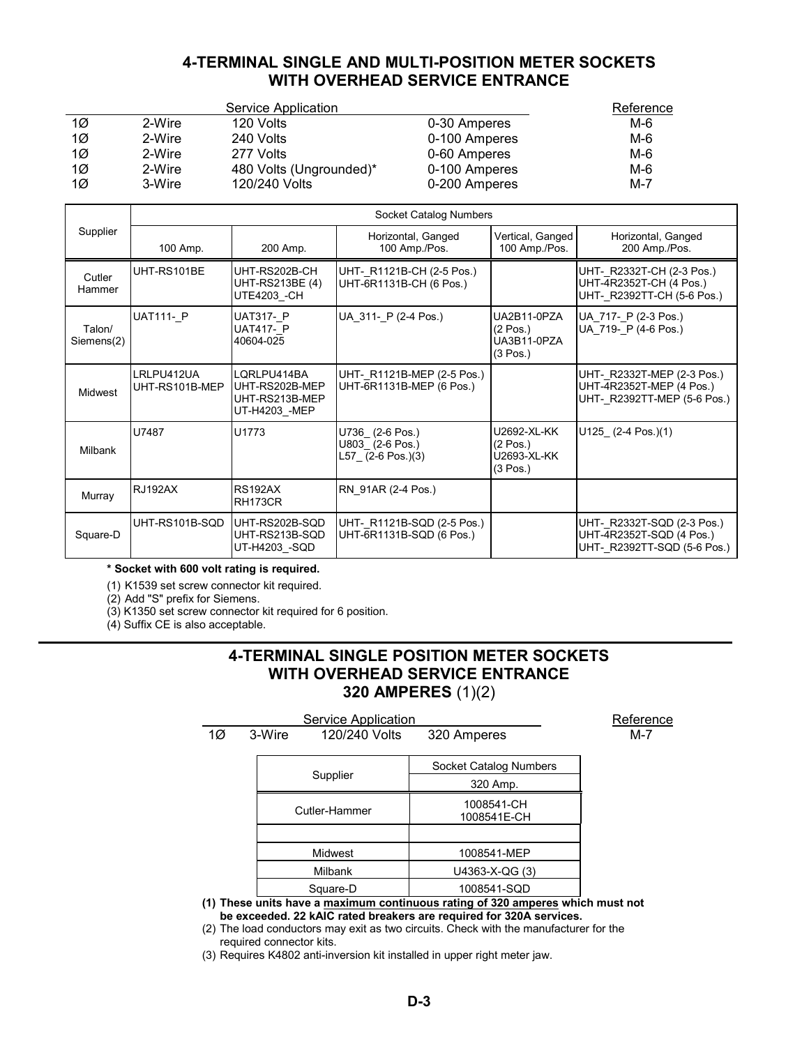## 4-TERMINAL SINGLE AND MULTI-POSITION METER SOCKETS WITH OVERHEAD SERVICE ENTRANCE

| Service Application | | | | Reference |
|---|---|---|---|---|
| 1Ø | 2-Wire | 120 Volts | 0-30 Amperes | M-6 |
| 1Ø | 2-Wire | 240 Volts | 0-100 Amperes | M-6 |
| 1Ø | 2-Wire | 277 Volts | 0-60 Amperes | M-6 |
| 1Ø | 2-Wire | 480 Volts (Ungrounded)* | 0-100 Amperes | M-6 |
| 1Ø | 3-Wire | 120/240 Volts | 0-200 Amperes | M-7 |

| Supplier | Socket Catalog Numbers | | | | |
|---|---|---|---|---|---|
| | 100 Amp. | 200 Amp. | Horizontal, Ganged 100 Amp./Pos. | Vertical, Ganged 100 Amp./Pos. | Horizontal, Ganged 200 Amp./Pos. |
| Cutler Hammer | UHT-RS101BE | UHT-RS202B-CH<br>UHT-RS213BE (4)<br>UTE4203_-CH | UHT-_R1121B-CH (2-5 Pos.)<br>UHT-6R1131B-CH (6 Pos.) | | UHT-_R2332T-CH (2-3 Pos.)<br>UHT-4R2352T-CH (4 Pos.)<br>UHT-_R2392TT-CH (5-6 Pos.) |
| Talon/ Siemens(2) | UAT111-_P | UAT317-_P<br>UAT417-_P<br>40604-025 | UA_311-_P (2-4 Pos.) | UA2B11-0PZA (2 Pos.)<br>UA3B11-0PZA (3 Pos.) | UA_717-_P (2-3 Pos.)<br>UA_719-_P (4-6 Pos.) |
| Midwest | LRLPU412UA<br>UHT-RS101B-MEP | LQRLPU414BA<br>UHT-RS202B-MEP<br>UHT-RS213B-MEP<br>UT-H4203_-MEP | UHT-_R1121B-MEP (2-5 Pos.)<br>UHT-6R1131B-MEP (6 Pos.) | | UHT-_R2332T-MEP (2-3 Pos.)<br>UHT-4R2352T-MEP (4 Pos.)<br>UHT-_R2392TT-MEP (5-6 Pos.) |
| Milbank | U7487 | U1773 | U736_ (2-6 Pos.)<br>U803_ (2-6 Pos.)<br>L57_ (2-6 Pos.)(3) | U2692-XL-KK (2 Pos.)<br>U2693-XL-KK (3 Pos.) | U125_ (2-4 Pos.)(1) |
| Murray | RJ192AX | RS192AX<br>RH173CR | RN_91AR (2-4 Pos.) | | |
| Square-D | UHT-RS101B-SQD | UHT-RS202B-SQD<br>UHT-RS213B-SQD<br>UT-H4203_-SQD | UHT-_R1121B-SQD (2-5 Pos.)<br>UHT-6R1131B-SQD (6 Pos.) | | UHT-_R2332T-SQD (2-3 Pos.)<br>UHT-4R2352T-SQD (4 Pos.)<br>UHT-_R2392TT-SQD (5-6 Pos.) |

**\* Socket with 600 volt rating is required.**

(1) K1539 set screw connector kit required.
(2) Add "S" prefix for Siemens.
(3) K1350 set screw connector kit required for 6 position.
(4) Suffix CE is also acceptable.

## 4-TERMINAL SINGLE POSITION METER SOCKETS WITH OVERHEAD SERVICE ENTRANCE 320 AMPERES (1)(2)

| Service Application | | | | Reference |
|---|---|---|---|---|
| 1Ø | 3-Wire | 120/240 Volts | 320 Amperes | M-7 |

| Supplier | Socket Catalog Numbers |
|---|---|
| | 320 Amp. |
| Cutler-Hammer | 1008541-CH<br>1008541E-CH |
| | |
| Midwest | 1008541-MEP |
| Milbank | U4363-X-QG (3) |
| Square-D | 1008541-SQD |

**(1) These units have a maximum continuous rating of 320 amperes which must not be exceeded. 22 kAIC rated breakers are required for 320A services.**

(2) The load conductors may exit as two circuits. Check with the manufacturer for the required connector kits.

(3) Requires K4802 anti-inversion kit installed in upper right meter jaw.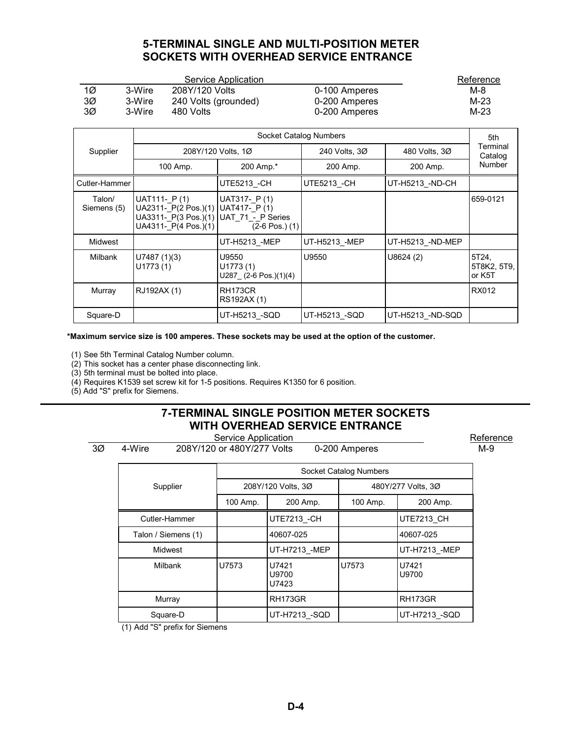## 5-TERMINAL SINGLE AND MULTI-POSITION METER SOCKETS WITH OVERHEAD SERVICE ENTRANCE

| Service Application | | | | Reference |
|---|---|---|---|---|
| 1Ø | 3-Wire | 208Y/120 Volts | 0-100 Amperes | M-8 |
| 3Ø | 3-Wire | 240 Volts (grounded) | 0-200 Amperes | M-23 |
| 3Ø | 3-Wire | 480 Volts | 0-200 Amperes | M-23 |

| Supplier | Socket Catalog Numbers | | | | 5th Terminal Catalog Number |
|---|---|---|---|---|---|
| | 208Y/120 Volts, 1Ø | | 240 Volts, 3Ø | 480 Volts, 3Ø | |
| | 100 Amp. | 200 Amp.* | 200 Amp. | 200 Amp. | |
| Cutler-Hammer | | UTE5213_-CH | UTE5213_-CH | UT-H5213_-ND-CH | |
| Talon/ Siemens (5) | UAT111-_P (1)<br>UA2311-_P(2 Pos.)(1)<br>UA3311-_P(3 Pos.)(1)<br>UA4311-_P(4 Pos.)(1) | UAT317-_P (1)<br>UAT417-_P (1)<br>UAT_71_-_P Series (2-6 Pos.) (1) | | | 659-0121 |
| Midwest | | UT-H5213_-MEP | UT-H5213_-MEP | UT-H5213_-ND-MEP | |
| Milbank | U7487 (1)(3)<br>U1773 (1) | U9550<br>U1773 (1)<br>U287_ (2-6 Pos.)(1)(4) | U9550 | U8624 (2) | 5T24, 5T8K2, 5T9, or K5T |
| Murray | RJ192AX (1) | RH173CR<br>RS192AX (1) | | | RX012 |
| Square-D | | UT-H5213_-SQD | UT-H5213_-SQD | UT-H5213_-ND-SQD | |

**\*Maximum service size is 100 amperes. These sockets may be used at the option of the customer.**

(1) See 5th Terminal Catalog Number column.
(2) This socket has a center phase disconnecting link.
(3) 5th terminal must be bolted into place.
(4) Requires K1539 set screw kit for 1-5 positions. Requires K1350 for 6 position.
(5) Add "S" prefix for Siemens.

## 7-TERMINAL SINGLE POSITION METER SOCKETS WITH OVERHEAD SERVICE ENTRANCE

| Service Application | | | | Reference |
|---|---|---|---|---|
| 3Ø | 4-Wire | 208Y/120 or 480Y/277 Volts | 0-200 Amperes | M-9 |

| Supplier | Socket Catalog Numbers | | | |
|---|---|---|---|---|
| | 208Y/120 Volts, 3Ø | | 480Y/277 Volts, 3Ø | |
| | 100 Amp. | 200 Amp. | 100 Amp. | 200 Amp. |
| Cutler-Hammer | | UTE7213_-CH | | UTE7213_CH |
| Talon / Siemens (1) | | 40607-025 | | 40607-025 |
| Midwest | | UT-H7213_-MEP | | UT-H7213_-MEP |
| Milbank | U7573 | U7421<br>U9700<br>U7423 | U7573 | U7421<br>U9700 |
| Murray | | RH173GR | | RH173GR |
| Square-D | | UT-H7213_-SQD | | UT-H7213_-SQD |

(1) Add "S" prefix for Siemens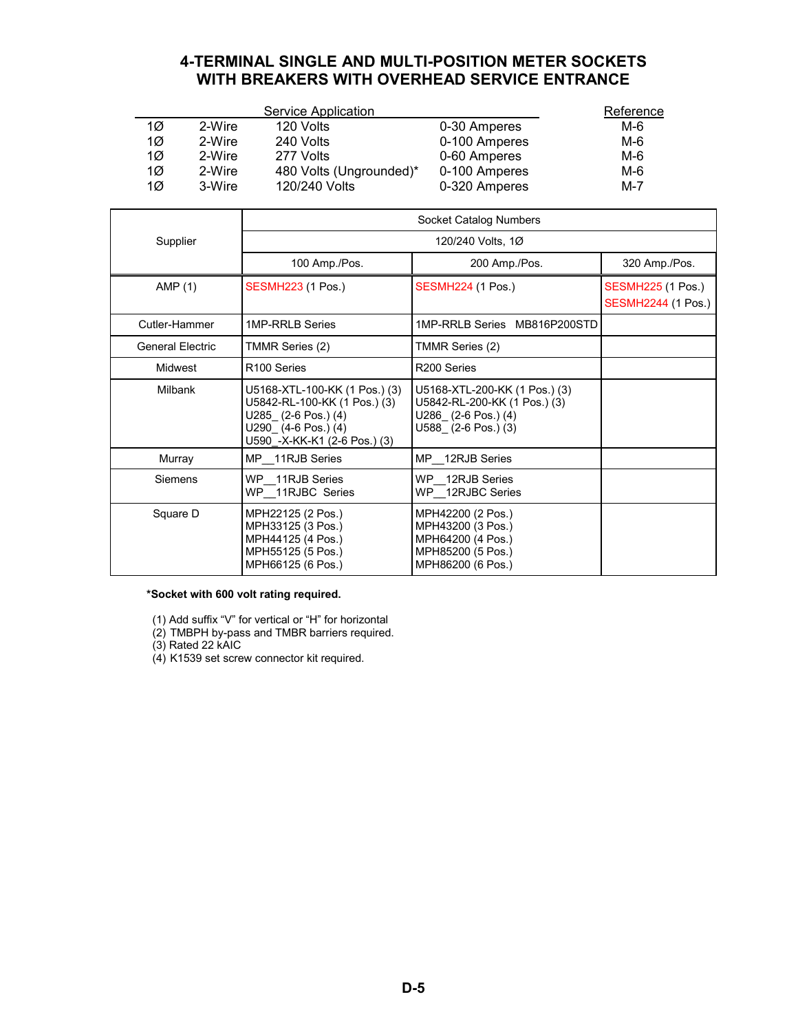# 4-TERMINAL SINGLE AND MULTI-POSITION METER SOCKETS WITH BREAKERS WITH OVERHEAD SERVICE ENTRANCE

| Service Application | | | | Reference |
|---|---|---|---|---|
| 1Ø | 2-Wire | 120 Volts | 0-30 Amperes | M-6 |
| 1Ø | 2-Wire | 240 Volts | 0-100 Amperes | M-6 |
| 1Ø | 2-Wire | 277 Volts | 0-60 Amperes | M-6 |
| 1Ø | 2-Wire | 480 Volts (Ungrounded)* | 0-100 Amperes | M-6 |
| 1Ø | 3-Wire | 120/240 Volts | 0-320 Amperes | M-7 |

| Supplier | Socket Catalog Numbers | | |
|---|---|---|---|
| | 120/240 Volts, 1Ø | | |
| | 100 Amp./Pos. | 200 Amp./Pos. | 320 Amp./Pos. |
| AMP (1) | SESMH223 (1 Pos.) | SESMH224 (1 Pos.) | SESMH225 (1 Pos.)<br>SESMH2244 (1 Pos.) |
| Cutler-Hammer | 1MP-RRLB Series | 1MP-RRLB Series MB816P200STD | |
| General Electric | TMMR Series (2) | TMMR Series (2) | |
| Midwest | R100 Series | R200 Series | |
| Milbank | U5168-XTL-100-KK (1 Pos.) (3)<br>U5842-RL-100-KK (1 Pos.) (3)<br>U285_ (2-6 Pos.) (4)<br>U290_ (4-6 Pos.) (4)<br>U590_-X-KK-K1 (2-6 Pos.) (3) | U5168-XTL-200-KK (1 Pos.) (3)<br>U5842-RL-200-KK (1 Pos.) (3)<br>U286_ (2-6 Pos.) (4)<br>U588_ (2-6 Pos.) (3) | |
| Murray | MP__11RJB Series | MP__12RJB Series | |
| Siemens | WP__11RJB Series<br>WP__11RJBC Series | WP__12RJB Series<br>WP__12RJBC Series | |
| Square D | MPH22125 (2 Pos.)<br>MPH33125 (3 Pos.)<br>MPH44125 (4 Pos.)<br>MPH55125 (5 Pos.)<br>MPH66125 (6 Pos.) | MPH42200 (2 Pos.)<br>MPH43200 (3 Pos.)<br>MPH64200 (4 Pos.)<br>MPH85200 (5 Pos.)<br>MPH86200 (6 Pos.) | |

**\*Socket with 600 volt rating required.**

(1) Add suffix "V" for vertical or "H" for horizontal
(2) TMBPH by-pass and TMBR barriers required.
(3) Rated 22 kAIC
(4) K1539 set screw connector kit required.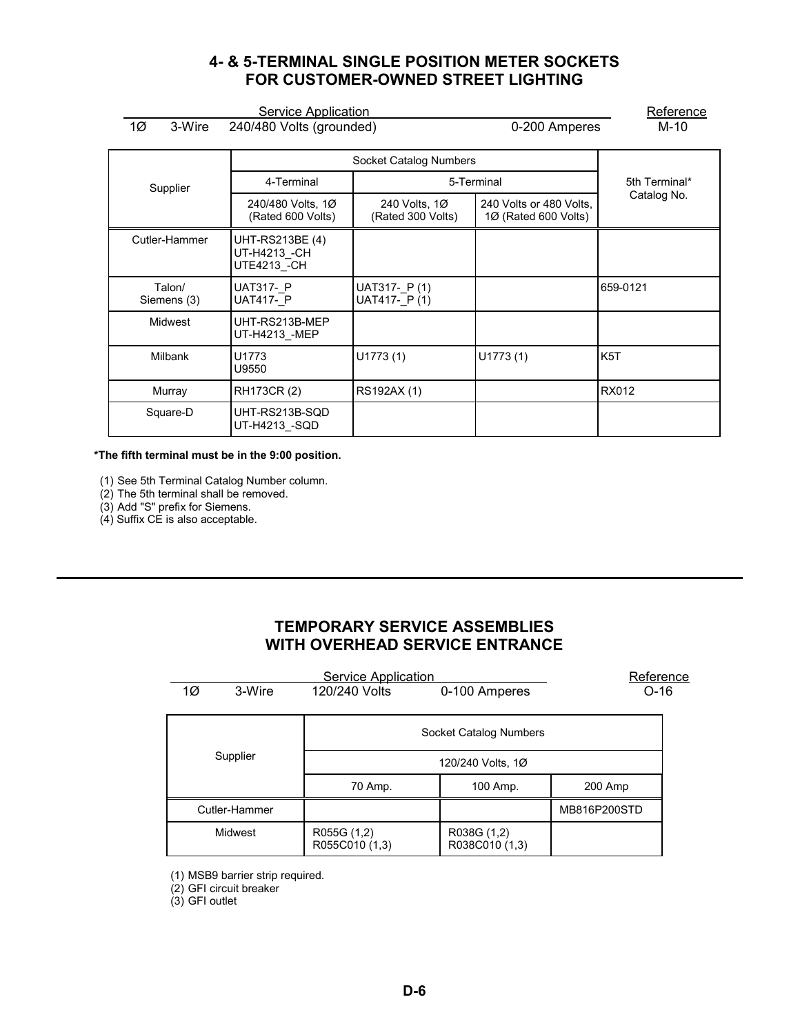## 4- & 5-TERMINAL SINGLE POSITION METER SOCKETS FOR CUSTOMER-OWNED STREET LIGHTING

| Service Application | | | | Reference |
|---|---|---|---|---|
| 1Ø | 3-Wire | 240/480 Volts (grounded) | 0-200 Amperes | M-10 |

| Supplier | Socket Catalog Numbers | | | 5th Terminal* Catalog No. |
|---|---|---|---|---|
| | 4-Terminal | 5-Terminal | | |
| | 240/480 Volts, 1Ø (Rated 600 Volts) | 240 Volts, 1Ø (Rated 300 Volts) | 240 Volts or 480 Volts, 1Ø (Rated 600 Volts) | |
| Cutler-Hammer | UHT-RS213BE (4)<br>UT-H4213_-CH<br>UTE4213_-CH | | | |
| Talon/ Siemens (3) | UAT317-_P<br>UAT417-_P | UAT317-_P (1)<br>UAT417-_P (1) | | 659-0121 |
| Midwest | UHT-RS213B-MEP<br>UT-H4213_-MEP | | | |
| Milbank | U1773<br>U9550 | U1773 (1) | U1773 (1) | K5T |
| Murray | RH173CR (2) | RS192AX (1) | | RX012 |
| Square-D | UHT-RS213B-SQD<br>UT-H4213_-SQD | | | |

**\*The fifth terminal must be in the 9:00 position.**

(1) See 5th Terminal Catalog Number column.
(2) The 5th terminal shall be removed.
(3) Add "S" prefix for Siemens.
(4) Suffix CE is also acceptable.

---

## TEMPORARY SERVICE ASSEMBLIES WITH OVERHEAD SERVICE ENTRANCE

| Service Application | | | | Reference |
|---|---|---|---|---|
| 1Ø | 3-Wire | 120/240 Volts | 0-100 Amperes | O-16 |

| Supplier | Socket Catalog Numbers | | |
|---|---|---|---|
| | 120/240 Volts, 1Ø | | |
| | 70 Amp. | 100 Amp. | 200 Amp |
| Cutler-Hammer | | | MB816P200STD |
| Midwest | R055G (1,2)<br>R055C010 (1,3) | R038G (1,2)<br>R038C010 (1,3) | |

(1) MSB9 barrier strip required.
(2) GFI circuit breaker
(3) GFI outlet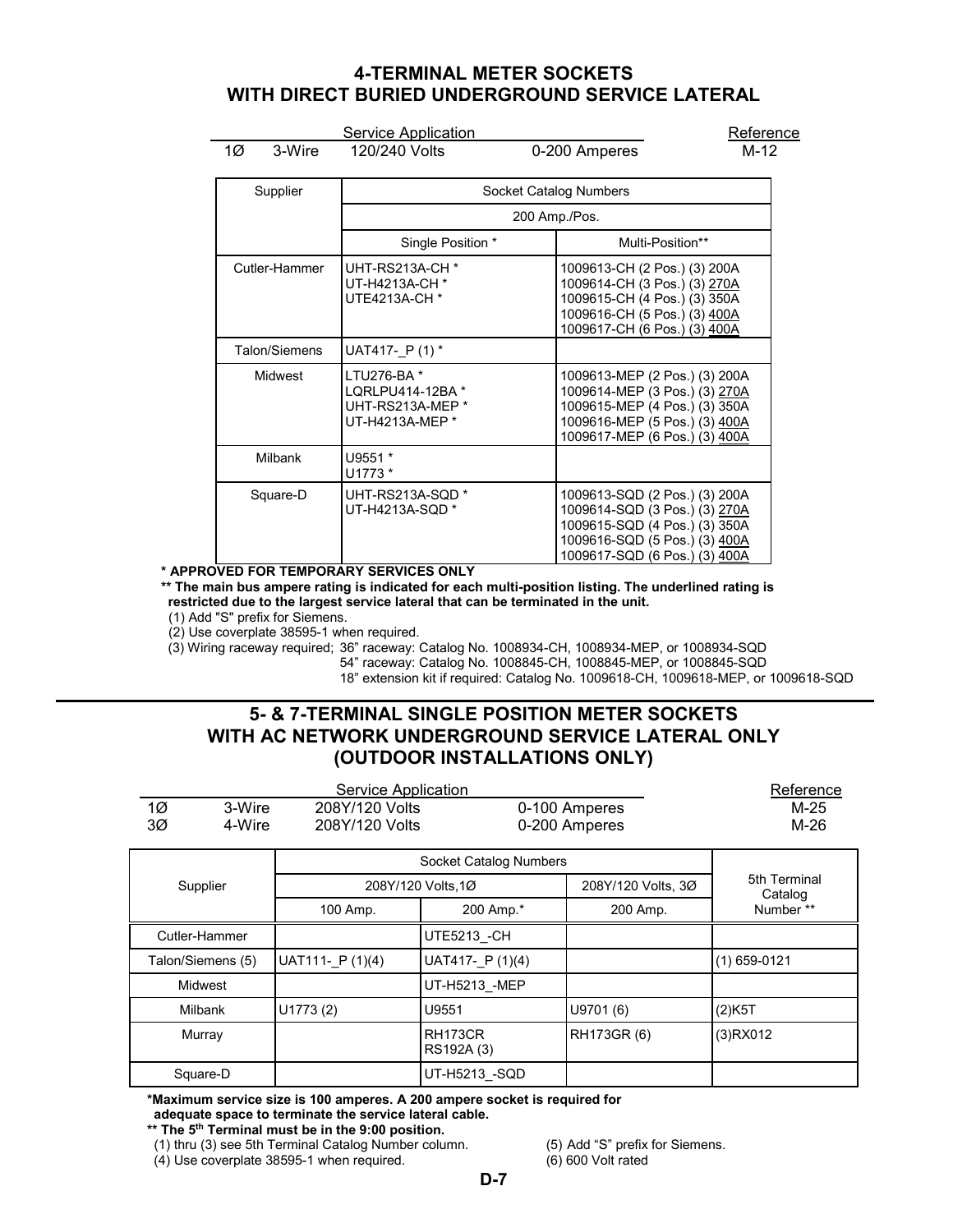## 4-TERMINAL METER SOCKETS WITH DIRECT BURIED UNDERGROUND SERVICE LATERAL

| Service Application | | | | Reference |
|---|---|---|---|---|
| 1Ø | 3-Wire | 120/240 Volts | 0-200 Amperes | M-12 |

| Supplier | Socket Catalog Numbers | |
|---|---|---|
| | 200 Amp./Pos. | |
| | Single Position * | Multi-Position** |
| Cutler-Hammer | UHT-RS213A-CH *<br>UT-H4213A-CH *<br>UTE4213A-CH * | 1009613-CH (2 Pos.) (3) 200A<br>1009614-CH (3 Pos.) (3) 270A<br>1009615-CH (4 Pos.) (3) 350A<br>1009616-CH (5 Pos.) (3) 400A<br>1009617-CH (6 Pos.) (3) 400A |
| Talon/Siemens | UAT417-_P (1) * | |
| Midwest | LTU276-BA *<br>LQRLPU414-12BA *<br>UHT-RS213A-MEP *<br>UT-H4213A-MEP * | 1009613-MEP (2 Pos.) (3) 200A<br>1009614-MEP (3 Pos.) (3) 270A<br>1009615-MEP (4 Pos.) (3) 350A<br>1009616-MEP (5 Pos.) (3) 400A<br>1009617-MEP (6 Pos.) (3) 400A |
| Milbank | U9551 *<br>U1773 * | |
| Square-D | UHT-RS213A-SQD *<br>UT-H4213A-SQD * | 1009613-SQD (2 Pos.) (3) 200A<br>1009614-SQD (3 Pos.) (3) 270A<br>1009615-SQD (4 Pos.) (3) 350A<br>1009616-SQD (5 Pos.) (3) 400A<br>1009617-SQD (6 Pos.) (3) 400A |

**\* APPROVED FOR TEMPORARY SERVICES ONLY**

**\*\* The main bus ampere rating is indicated for each multi-position listing. The underlined rating is restricted due to the largest service lateral that can be terminated in the unit.**

(1) Add "S" prefix for Siemens.

(2) Use coverplate 38595-1 when required.

(3) Wiring raceway required; 36" raceway: Catalog No. 1008934-CH, 1008934-MEP, or 1008934-SQD
54" raceway: Catalog No. 1008845-CH, 1008845-MEP, or 1008845-SQD
18" extension kit if required: Catalog No. 1009618-CH, 1009618-MEP, or 1009618-SQD

---

## 5- & 7-TERMINAL SINGLE POSITION METER SOCKETS WITH AC NETWORK UNDERGROUND SERVICE LATERAL ONLY (OUTDOOR INSTALLATIONS ONLY)

| Service Application | | | | Reference |
|---|---|---|---|---|
| 1Ø | 3-Wire | 208Y/120 Volts | 0-100 Amperes | M-25 |
| 3Ø | 4-Wire | 208Y/120 Volts | 0-200 Amperes | M-26 |

| Supplier | Socket Catalog Numbers | | | 5th Terminal Catalog Number ** |
|---|---|---|---|---|
| | 208Y/120 Volts,1Ø | | 208Y/120 Volts, 3Ø | |
| | 100 Amp. | 200 Amp.* | 200 Amp. | |
| Cutler-Hammer | | UTE5213_-CH | | |
| Talon/Siemens (5) | UAT111-_P (1)(4) | UAT417-_P (1)(4) | | (1) 659-0121 |
| Midwest | | UT-H5213_-MEP | | |
| Milbank | U1773 (2) | U9551 | U9701 (6) | (2)K5T |
| Murray | | RH173CR<br>RS192A (3) | RH173GR (6) | (3)RX012 |
| Square-D | | UT-H5213_-SQD | | |

**\*Maximum service size is 100 amperes. A 200 ampere socket is required for adequate space to terminate the service lateral cable.**

**\*\* The 5th Terminal must be in the 9:00 position.**

(1) thru (3) see 5th Terminal Catalog Number column.

(4) Use coverplate 38595-1 when required.

(5) Add "S" prefix for Siemens.

(6) 600 Volt rated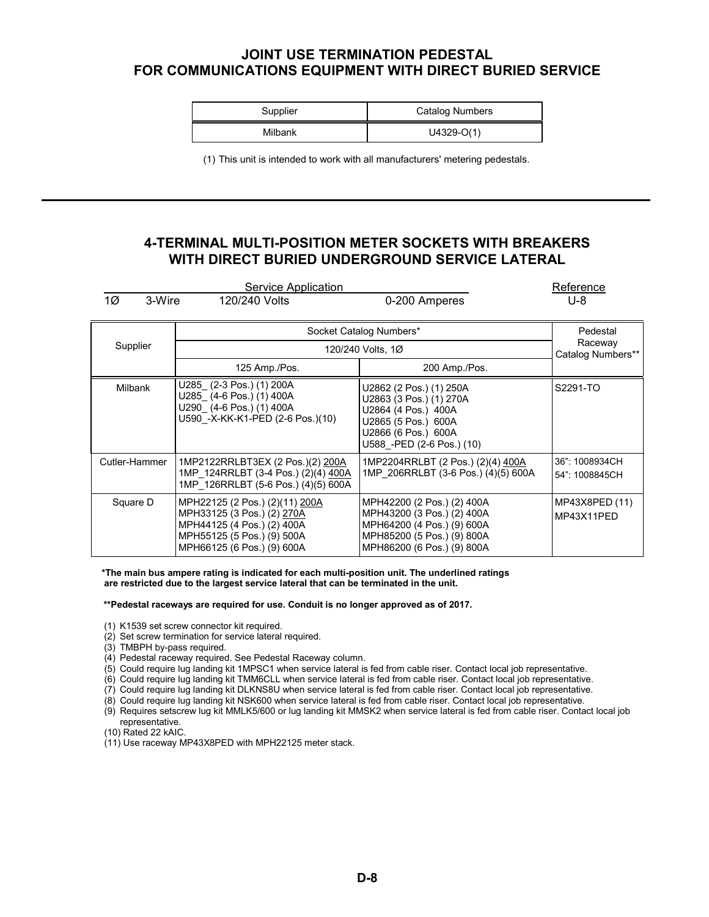## JOINT USE TERMINATION PEDESTAL FOR COMMUNICATIONS EQUIPMENT WITH DIRECT BURIED SERVICE

| Supplier | Catalog Numbers |
|---|---|
| Milbank | U4329-O(1) |

(1) This unit is intended to work with all manufacturers' metering pedestals.

---

## 4-TERMINAL MULTI-POSITION METER SOCKETS WITH BREAKERS WITH DIRECT BURIED UNDERGROUND SERVICE LATERAL

| Service Application | | | | Reference |
|---|---|---|---|---|
| 1Ø | 3-Wire | 120/240 Volts | 0-200 Amperes | U-8 |

| Supplier | Socket Catalog Numbers* | | Pedestal Raceway Catalog Numbers** |
|---|---|---|---|
| | 120/240 Volts, 1Ø | | |
| | 125 Amp./Pos. | 200 Amp./Pos. | |
| Milbank | U285_ (2-3 Pos.) (1) 200A<br>U285_ (4-6 Pos.) (1) 400A<br>U290_ (4-6 Pos.) (1) 400A<br>U590_-X-KK-K1-PED (2-6 Pos.)(10) | U2862 (2 Pos.) (1) 250A<br>U2863 (3 Pos.) (1) 270A<br>U2864 (4 Pos.) 400A<br>U2865 (5 Pos.) 600A<br>U2866 (6 Pos.) 600A<br>U588_-PED (2-6 Pos.) (10) | S2291-TO |
| Cutler-Hammer | 1MP2122RRLBT3EX (2 Pos.)(2) 200A<br>1MP_124RRLBT (3-4 Pos.) (2)(4) 400A<br>1MP_126RRLBT (5-6 Pos.) (4)(5) 600A | 1MP2204RRLBT (2 Pos.) (2)(4) 400A<br>1MP_206RRLBT (3-6 Pos.) (4)(5) 600A | 36": 1008934CH<br>54": 1008845CH |
| Square D | MPH22125 (2 Pos.) (2)(11) 200A<br>MPH33125 (3 Pos.) (2) 270A<br>MPH44125 (4 Pos.) (2) 400A<br>MPH55125 (5 Pos.) (9) 500A<br>MPH66125 (6 Pos.) (9) 600A | MPH42200 (2 Pos.) (2) 400A<br>MPH43200 (3 Pos.) (2) 400A<br>MPH64200 (4 Pos.) (9) 600A<br>MPH85200 (5 Pos.) (9) 800A<br>MPH86200 (6 Pos.) (9) 800A | MP43X8PED (11)<br>MP43X11PED |

**\*The main bus ampere rating is indicated for each multi-position unit. The underlined ratings are restricted due to the largest service lateral that can be terminated in the unit.**

**\*\*Pedestal raceways are required for use. Conduit is no longer approved as of 2017.**

(1) K1539 set screw connector kit required.
(2) Set screw termination for service lateral required.
(3) TMBPH by-pass required.
(4) Pedestal raceway required. See Pedestal Raceway column.
(5) Could require lug landing kit 1MPSC1 when service lateral is fed from cable riser. Contact local job representative.
(6) Could require lug landing kit TMM6CLL when service lateral is fed from cable riser. Contact local job representative.
(7) Could require lug landing kit DLKNS8U when service lateral is fed from cable riser. Contact local job representative.
(8) Could require lug landing kit NSK600 when service lateral is fed from cable riser. Contact local job representative.
(9) Requires setscrew lug kit MMLK5/600 or lug landing kit MMSK2 when service lateral is fed from cable riser. Contact local job representative.
(10) Rated 22 kAIC.
(11) Use raceway MP43X8PED with MPH22125 meter stack.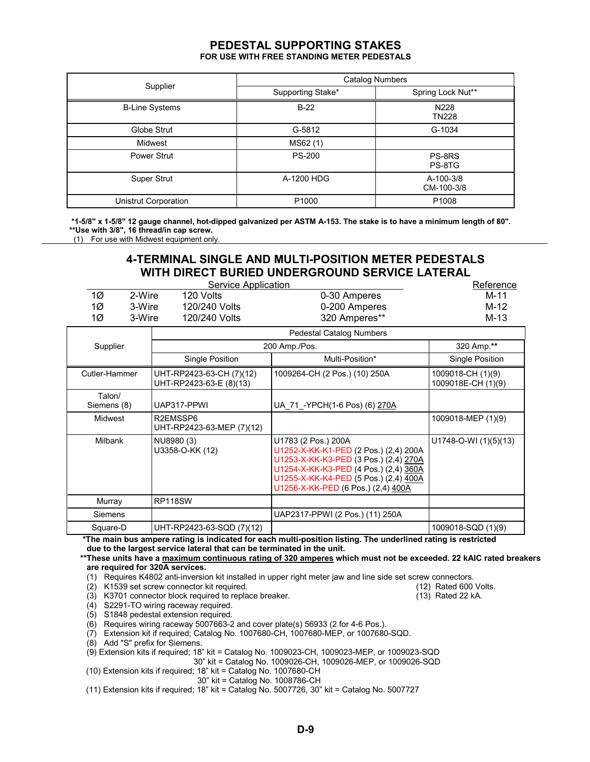# PEDESTAL SUPPORTING STAKES

**FOR USE WITH FREE STANDING METER PEDESTALS**

| Supplier | Catalog Numbers | |
|---|---|---|
| | Supporting Stake* | Spring Lock Nut** |
| B-Line Systems | B-22 | N228<br>TN228 |
| Globe Strut | G-5812 | G-1034 |
| Midwest | MS62 (1) | |
| Power Strut | PS-200 | PS-8RS<br>PS-8TG |
| Super Strut | A-1200 HDG | A-100-3/8<br>CM-100-3/8 |
| Unistrut Corporation | P1000 | P1008 |

**\*1-5/8" x 1-5/8" 12 gauge channel, hot-dipped galvanized per ASTM A-153. The stake is to have a minimum length of 80".**
**\*\*Use with 3/8", 16 thread/in cap screw.**
(1) For use with Midwest equipment only.

# 4-TERMINAL SINGLE AND MULTI-POSITION METER PEDESTALS WITH DIRECT BURIED UNDERGROUND SERVICE LATERAL

| Service Application | | | | Reference |
|---|---|---|---|---|
| 1Ø | 2-Wire | 120 Volts | 0-30 Amperes | M-11 |
| 1Ø | 3-Wire | 120/240 Volts | 0-200 Amperes | M-12 |
| 1Ø | 3-Wire | 120/240 Volts | 320 Amperes** | M-13 |

| Supplier | Pedestal Catalog Numbers | | |
|---|---|---|---|
| | 200 Amp./Pos. | | 320 Amp.** |
| | Single Position | Multi-Position* | Single Position |
| Cutler-Hammer | UHT-RP2423-63-CH (7)(12)<br>UHT-RP2423-63-E (8)(13) | 1009264-CH (2 Pos.) (10) 250A | 1009018-CH (1)(9)<br>1009018E-CH (1)(9) |
| Talon/<br>Siemens (8) | UAP317-PPWI | UA_71_-YPCH(1-6 Pos) (6) <u>270A</u> | |
| Midwest | R2EMSSP6<br>UHT-RP2423-63-MEP (7)(12) | | 1009018-MEP (1)(9) |
| Milbank | NU8980 (3)<br>U3358-O-KK (12) | U1783 (2 Pos.) 200A<br>U1252-X-KK-K1-PED (2 Pos.) (2,4) 200A<br>U1253-X-KK-K3-PED (3 Pos.) (2,4) <u>270A</u><br>U1254-X-KK-K3-PED (4 Pos.) (2,4) <u>360A</u><br>U1255-X-KK-K4-PED (5 Pos.) (2,4) <u>400A</u><br>U1256-X-KK-PED (6 Pos.) (2,4) <u>400A</u> | U1748-O-WI (1)(5)(13) |
| Murray | RP118SW | | |
| Siemens | | UAP2317-PPWI (2 Pos.) (11) 250A | |
| Square-D | UHT-RP2423-63-SQD (7)(12) | | 1009018-SQD (1)(9) |

**\*The main bus ampere rating is indicated for each multi-position listing. The underlined rating is restricted due to the largest service lateral that can be terminated in the unit.**

**\*\*These units have a <u>maximum continuous rating of 320 amperes</u> which must not be exceeded. 22 kAIC rated breakers are required for 320A services.**

(1) Requires K4802 anti-inversion kit installed in upper right meter jaw and line side set screw connectors.
(2) K1539 set screw connector kit required.
(3) K3701 connector block required to replace breaker.
(4) S2291-TO wiring raceway required.
(5) S1848 pedestal extension required.
(6) Requires wiring raceway 5007663-2 and cover plate(s) 56933 (2 for 4-6 Pos.).
(7) Extension kit if required; Catalog No. 1007680-CH, 1007680-MEP, or 1007680-SQD.
(8) Add "S" prefix for Siemens.
(9) Extension kits if required; 18" kit = Catalog No. 1009023-CH, 1009023-MEP, or 1009023-SQD
30" kit = Catalog No. 1009026-CH, 1009026-MEP, or 1009026-SQD
(10) Extension kits if required; 18" kit = Catalog No. 1007680-CH
30" kit = Catalog No. 1008786-CH
(11) Extension kits if required; 18" kit = Catalog No. 5007726, 30" kit = Catalog No. 5007727
(12) Rated 600 Volts.
(13) Rated 22 kA.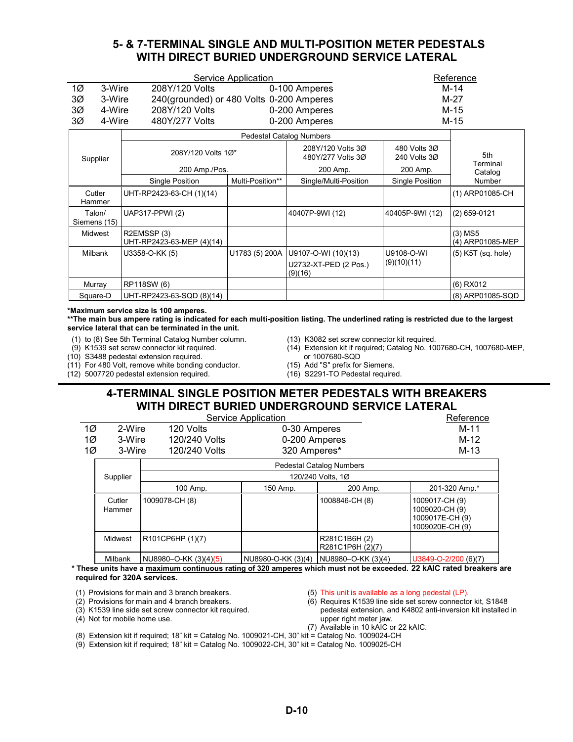## 5- & 7-TERMINAL SINGLE AND MULTI-POSITION METER PEDESTALS WITH DIRECT BURIED UNDERGROUND SERVICE LATERAL

| Service Application | | | | Reference |
|---|---|---|---|---|
| 1Ø | 3-Wire | 208Y/120 Volts | 0-100 Amperes | M-14 |
| 3Ø | 3-Wire | 240(grounded) or 480 Volts | 0-200 Amperes | M-27 |
| 3Ø | 4-Wire | 208Y/120 Volts | 0-200 Amperes | M-15 |
| 3Ø | 4-Wire | 480Y/277 Volts | 0-200 Amperes | M-15 |

| Supplier | Pedestal Catalog Numbers | | | | 5th Terminal Catalog Number |
|---|---|---|---|---|---|
| | 208Y/120 Volts 1Ø* | | 208Y/120 Volts 3Ø 480Y/277 Volts 3Ø | 480 Volts 3Ø 240 Volts 3Ø | |
| | 200 Amp./Pos. | | 200 Amp. | 200 Amp. | |
| | Single Position | Multi-Position** | Single/Multi-Position | Single Position | |
| Cutler Hammer | UHT-RP2423-63-CH (1)(14) | | | | (1) ARP01085-CH |
| Talon/ Siemens (15) | UAP317-PPWI (2) | | 40407P-9WI (12) | 40405P-9WI (12) | (2) 659-0121 |
| Midwest | R2EMSSP (3) UHT-RP2423-63-MEP (4)(14) | | | | (3) MS5 (4) ARP01085-MEP |
| Milbank | U3358-O-KK (5) | U1783 (5) 200A | U9107-O-WI (10)(13) U2732-XT-PED (2 Pos.) (9)(16) | U9108-O-WI (9)(10)(11) | (5) K5T (sq. hole) |
| Murray | RP118SW (6) | | | | (6) RX012 |
| Square-D | UHT-RP2423-63-SQD (8)(14) | | | | (8) ARP01085-SQD |

**\*Maximum service size is 100 amperes.**
**\*\*The main bus ampere rating is indicated for each multi-position listing. The underlined rating is restricted due to the largest service lateral that can be terminated in the unit.**

(1) to (8) See 5th Terminal Catalog Number column.
(9) K1539 set screw connector kit required.
(10) S3488 pedestal extension required.
(11) For 480 Volt, remove white bonding conductor.
(12) 5007720 pedestal extension required.
(13) K3082 set screw connector kit required.
(14) Extension kit if required; Catalog No. 1007680-CH, 1007680-MEP, or 1007680-SQD
(15) Add "S" prefix for Siemens.
(16) S2291-TO Pedestal required.

## 4-TERMINAL SINGLE POSITION METER PEDESTALS WITH BREAKERS WITH DIRECT BURIED UNDERGROUND SERVICE LATERAL

| Service Application | | | | Reference |
|---|---|---|---|---|
| 1Ø | 2-Wire | 120 Volts | 0-30 Amperes | M-11 |
| 1Ø | 3-Wire | 120/240 Volts | 0-200 Amperes | M-12 |
| 1Ø | 3-Wire | 120/240 Volts | 320 Amperes* | M-13 |

| Supplier | Pedestal Catalog Numbers | | | |
|---|---|---|---|---|
| | 120/240 Volts, 1Ø | | | |
| | 100 Amp. | 150 Amp. | 200 Amp. | 201-320 Amp.* |
| Cutler Hammer | 1009078-CH (8) | | 1008846-CH (8) | 1009017-CH (9) 1009020-CH (9) 1009017E-CH (9) 1009020E-CH (9) |
| Midwest | R101CP6HP (1)(7) | | R281C1B6H (2) R281C1P6H (2)(7) | |
| Milbank | NU8980–O-KK (3)(4)(5) | NU8980-O-KK (3)(4) | NU8980–O-KK (3)(4) | U3849-O-2/200 (6)(7) |

**\* These units have a maximum continuous rating of 320 amperes which must not be exceeded. 22 kAIC rated breakers are required for 320A services.**

(1) Provisions for main and 3 branch breakers.
(2) Provisions for main and 4 branch breakers.
(3) K1539 line side set screw connector kit required.
(4) Not for mobile home use.
(5) This unit is available as a long pedestal (LP).
(6) Requires K1539 line side set screw connector kit, S1848 pedestal extension, and K4802 anti-inversion kit installed in upper right meter jaw.
(7) Available in 10 kAIC or 22 kAIC.
(8) Extension kit if required; 18" kit = Catalog No. 1009021-CH, 30" kit = Catalog No. 1009024-CH
(9) Extension kit if required; 18" kit = Catalog No. 1009022-CH, 30" kit = Catalog No. 1009025-CH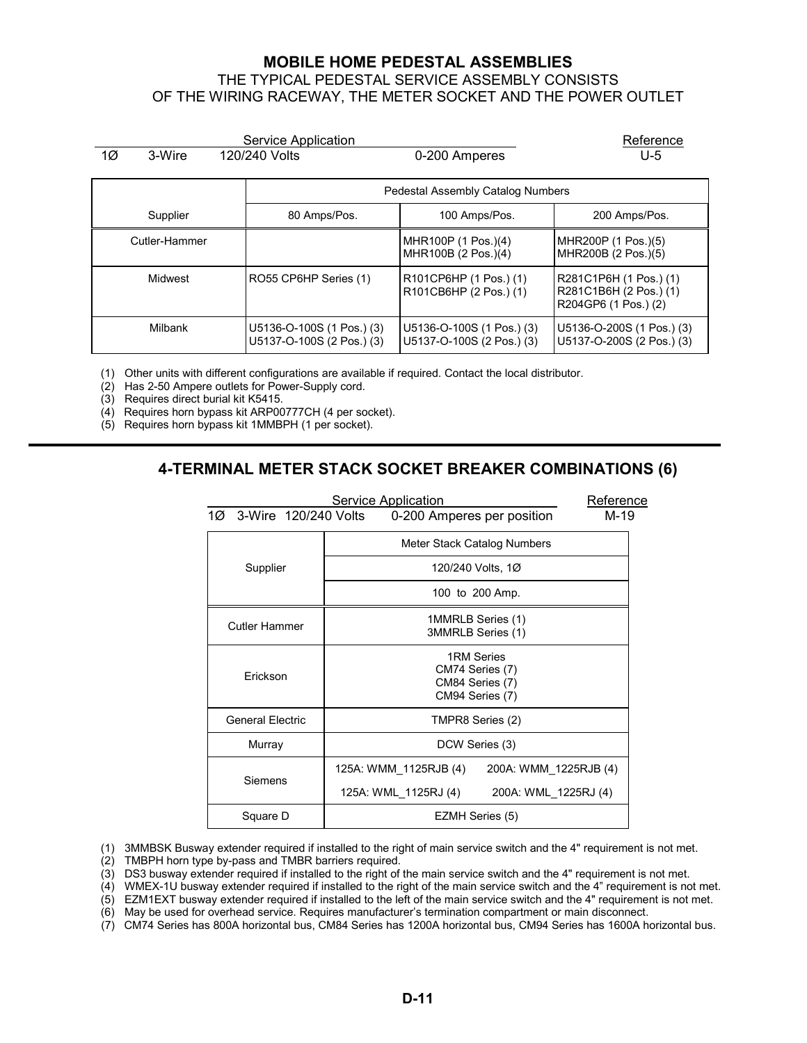## MOBILE HOME PEDESTAL ASSEMBLIES

THE TYPICAL PEDESTAL SERVICE ASSEMBLY CONSISTS
OF THE WIRING RACEWAY, THE METER SOCKET AND THE POWER OUTLET

| Service Application | | | | Reference |
|---|---|---|---|---|
| 1Ø | 3-Wire | 120/240 Volts | 0-200 Amperes | U-5 |

| Supplier | Pedestal Assembly Catalog Numbers | | |
|---|---|---|---|
| | 80 Amps/Pos. | 100 Amps/Pos. | 200 Amps/Pos. |
| Cutler-Hammer | | MHR100P (1 Pos.)(4)<br>MHR100B (2 Pos.)(4) | MHR200P (1 Pos.)(5)<br>MHR200B (2 Pos.)(5) |
| Midwest | RO55 CP6HP Series (1) | R101CP6HP (1 Pos.) (1)<br>R101CB6HP (2 Pos.) (1) | R281C1P6H (1 Pos.) (1)<br>R281C1B6H (2 Pos.) (1)<br>R204GP6 (1 Pos.) (2) |
| Milbank | U5136-O-100S (1 Pos.) (3)<br>U5137-O-100S (2 Pos.) (3) | U5136-O-100S (1 Pos.) (3)<br>U5137-O-100S (2 Pos.) (3) | U5136-O-200S (1 Pos.) (3)<br>U5137-O-200S (2 Pos.) (3) |

(1) Other units with different configurations are available if required. Contact the local distributor.
(2) Has 2-50 Ampere outlets for Power-Supply cord.
(3) Requires direct burial kit K5415.
(4) Requires horn bypass kit ARP00777CH (4 per socket).
(5) Requires horn bypass kit 1MMBPH (1 per socket).

## 4-TERMINAL METER STACK SOCKET BREAKER COMBINATIONS (6)

| Service Application | | Reference |
|---|---|---|
| 1Ø 3-Wire 120/240 Volts | 0-200 Amperes per position | M-19 |

| Supplier | Meter Stack Catalog Numbers | |
|---|---|---|
| | 120/240 Volts, 1Ø | |
| | 100 to 200 Amp. | |
| Cutler Hammer | 1MMRLB Series (1)<br>3MMRLB Series (1) | |
| Erickson | 1RM Series<br>CM74 Series (7)<br>CM84 Series (7)<br>CM94 Series (7) | |
| General Electric | TMPR8 Series (2) | |
| Murray | DCW Series (3) | |
| Siemens | 125A: WMM_1125RJB (4) | 200A: WMM_1225RJB (4) |
| | 125A: WML_1125RJ (4) | 200A: WML_1225RJ (4) |
| Square D | EZMH Series (5) | |

(1) 3MMBSK Busway extender required if installed to the right of main service switch and the 4" requirement is not met.
(2) TMBPH horn type by-pass and TMBR barriers required.
(3) DS3 busway extender required if installed to the right of the main service switch and the 4" requirement is not met.
(4) WMEX-1U busway extender required if installed to the right of the main service switch and the 4" requirement is not met.
(5) EZM1EXT busway extender required if installed to the left of the main service switch and the 4" requirement is not met.
(6) May be used for overhead service. Requires manufacturer's termination compartment or main disconnect.
(7) CM74 Series has 800A horizontal bus, CM84 Series has 1200A horizontal bus, CM94 Series has 1600A horizontal bus.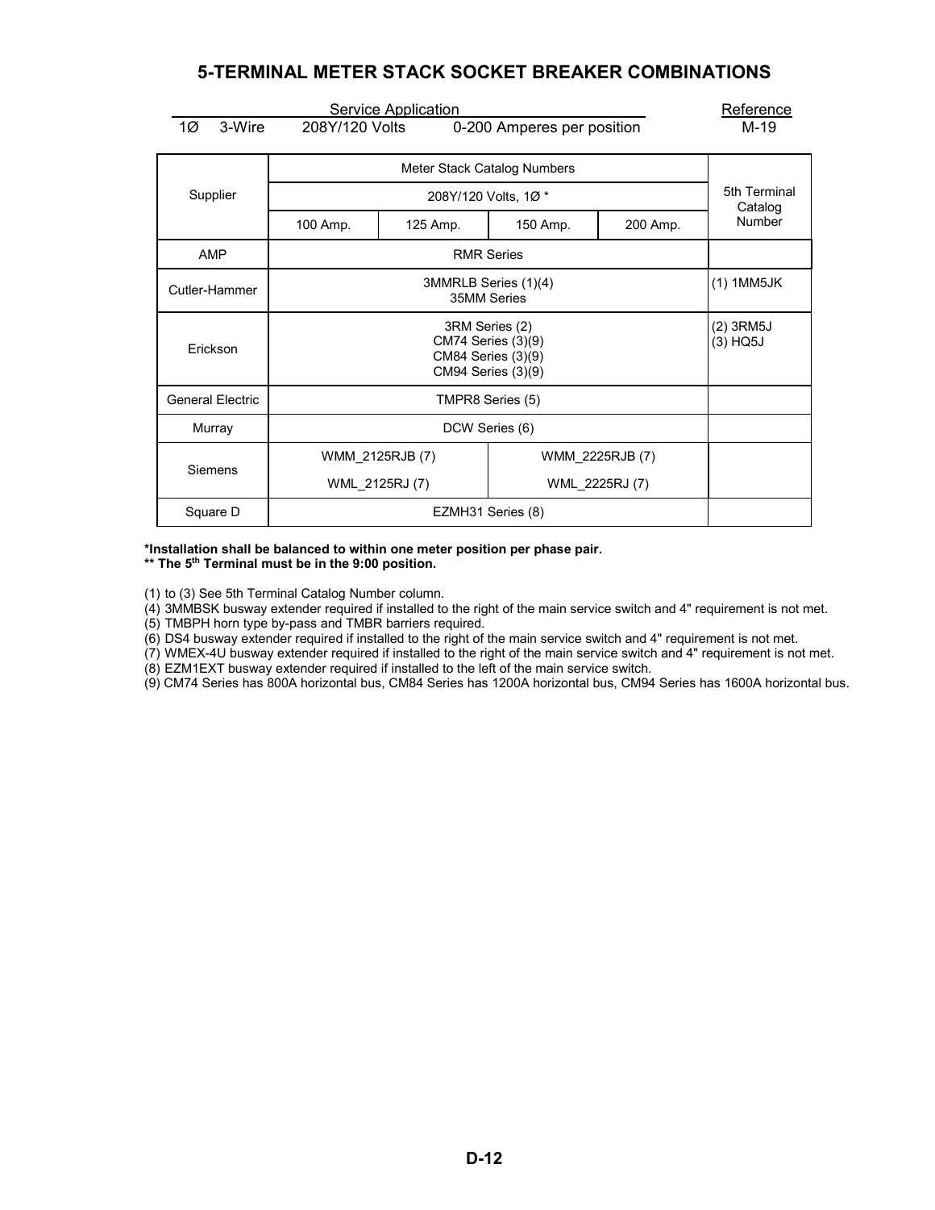# 5-TERMINAL METER STACK SOCKET BREAKER COMBINATIONS

| Service Application | | | | Reference |
|---|---|---|---|---|
| 1Ø 3-Wire | 208Y/120 Volts | 0-200 Amperes per position | | M-19 |

| Supplier | Meter Stack Catalog Numbers | | | | 5th Terminal Catalog Number |
|---|---|---|---|---|---|
| | 208Y/120 Volts, 1Ø * | | | | |
| | 100 Amp. | 125 Amp. | 150 Amp. | 200 Amp. | |
| AMP | RMR Series | | | | |
| Cutler-Hammer | 3MMRLB Series (1)(4)<br>35MM Series | | | | (1) 1MM5JK |
| Erickson | 3RM Series (2)<br>CM74 Series (3)(9)<br>CM84 Series (3)(9)<br>CM94 Series (3)(9) | | | | (2) 3RM5J<br>(3) HQ5J |
| General Electric | TMPR8 Series (5) | | | | |
| Murray | DCW Series (6) | | | | |
| Siemens | WMM_2125RJB (7)<br>WML_2125RJ (7) | | WMM_2225RJB (7)<br>WML_2225RJ (7) | | |
| Square D | EZMH31 Series (8) | | | | |

**\*Installation shall be balanced to within one meter position per phase pair.**
**\*\* The 5th Terminal must be in the 9:00 position.**

(1) to (3) See 5th Terminal Catalog Number column.
(4) 3MMBSK busway extender required if installed to the right of the main service switch and 4" requirement is not met.
(5) TMBPH horn type by-pass and TMBR barriers required.
(6) DS4 busway extender required if installed to the right of the main service switch and 4" requirement is not met.
(7) WMEX-4U busway extender required if installed to the right of the main service switch and 4" requirement is not met.
(8) EZM1EXT busway extender required if installed to the left of the main service switch.
(9) CM74 Series has 800A horizontal bus, CM84 Series has 1200A horizontal bus, CM94 Series has 1600A horizontal bus.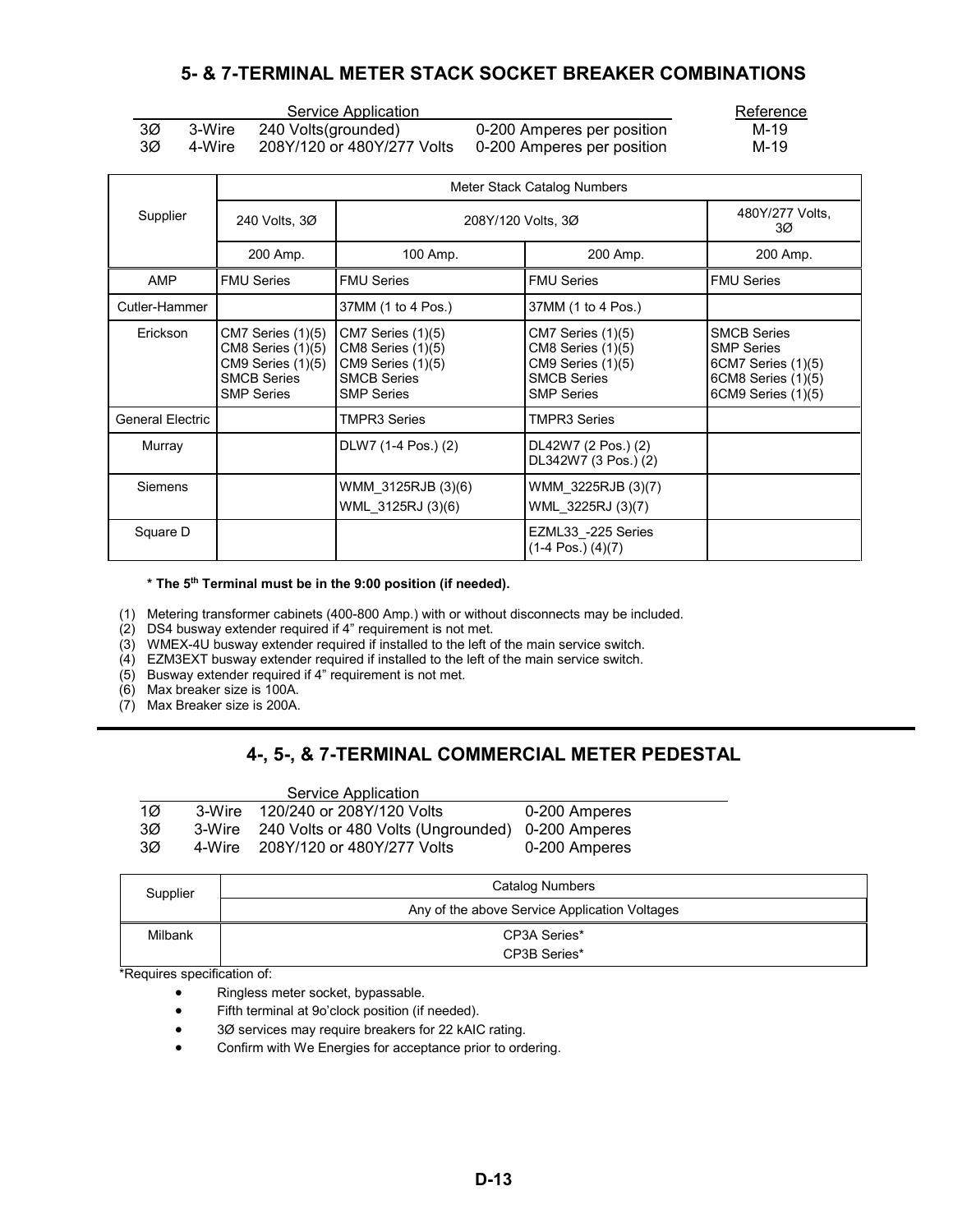## 5- & 7-TERMINAL METER STACK SOCKET BREAKER COMBINATIONS

| Service Application | | | | Reference |
|---|---|---|---|---|
| 3Ø | 3-Wire | 240 Volts(grounded) | 0-200 Amperes per position | M-19 |
| 3Ø | 4-Wire | 208Y/120 or 480Y/277 Volts | 0-200 Amperes per position | M-19 |

| Supplier | Meter Stack Catalog Numbers | | | |
|---|---|---|---|---|
| | 240 Volts, 3Ø | 208Y/120 Volts, 3Ø | | 480Y/277 Volts, 3Ø |
| | 200 Amp. | 100 Amp. | 200 Amp. | 200 Amp. |
| AMP | FMU Series | FMU Series | FMU Series | FMU Series |
| Cutler-Hammer | | 37MM (1 to 4 Pos.) | 37MM (1 to 4 Pos.) | |
| Erickson | CM7 Series (1)(5)<br>CM8 Series (1)(5)<br>CM9 Series (1)(5)<br>SMCB Series<br>SMP Series | CM7 Series (1)(5)<br>CM8 Series (1)(5)<br>CM9 Series (1)(5)<br>SMCB Series<br>SMP Series | CM7 Series (1)(5)<br>CM8 Series (1)(5)<br>CM9 Series (1)(5)<br>SMCB Series<br>SMP Series | SMCB Series<br>SMP Series<br>6CM7 Series (1)(5)<br>6CM8 Series (1)(5)<br>6CM9 Series (1)(5) |
| General Electric | | TMPR3 Series | TMPR3 Series | |
| Murray | | DLW7 (1-4 Pos.) (2) | DL42W7 (2 Pos.) (2)<br>DL342W7 (3 Pos.) (2) | |
| Siemens | | WMM_3125RJB (3)(6)<br>WML_3125RJ (3)(6) | WMM_3225RJB (3)(7)<br>WML_3225RJ (3)(7) | |
| Square D | | | EZML33_-225 Series<br>(1-4 Pos.) (4)(7) | |

**\* The 5th Terminal must be in the 9:00 position (if needed).**

(1) Metering transformer cabinets (400-800 Amp.) with or without disconnects may be included.
(2) DS4 busway extender required if 4" requirement is not met.
(3) WMEX-4U busway extender required if installed to the left of the main service switch.
(4) EZM3EXT busway extender required if installed to the left of the main service switch.
(5) Busway extender required if 4" requirement is not met.
(6) Max breaker size is 100A.
(7) Max Breaker size is 200A.

---

## 4-, 5-, & 7-TERMINAL COMMERCIAL METER PEDESTAL

| Service Application | | | |
|---|---|---|---|
| 1Ø | 3-Wire | 120/240 or 208Y/120 Volts | 0-200 Amperes |
| 3Ø | 3-Wire | 240 Volts or 480 Volts (Ungrounded) | 0-200 Amperes |
| 3Ø | 4-Wire | 208Y/120 or 480Y/277 Volts | 0-200 Amperes |

| Supplier | Catalog Numbers |
|---|---|
| | Any of the above Service Application Voltages |
| Milbank | CP3A Series*<br>CP3B Series* |

*Requires specification of:

- Ringless meter socket, bypassable.
- Fifth terminal at 9o'clock position (if needed).
- 3Ø services may require breakers for 22 kAIC rating.
- Confirm with We Energies for acceptance prior to ordering.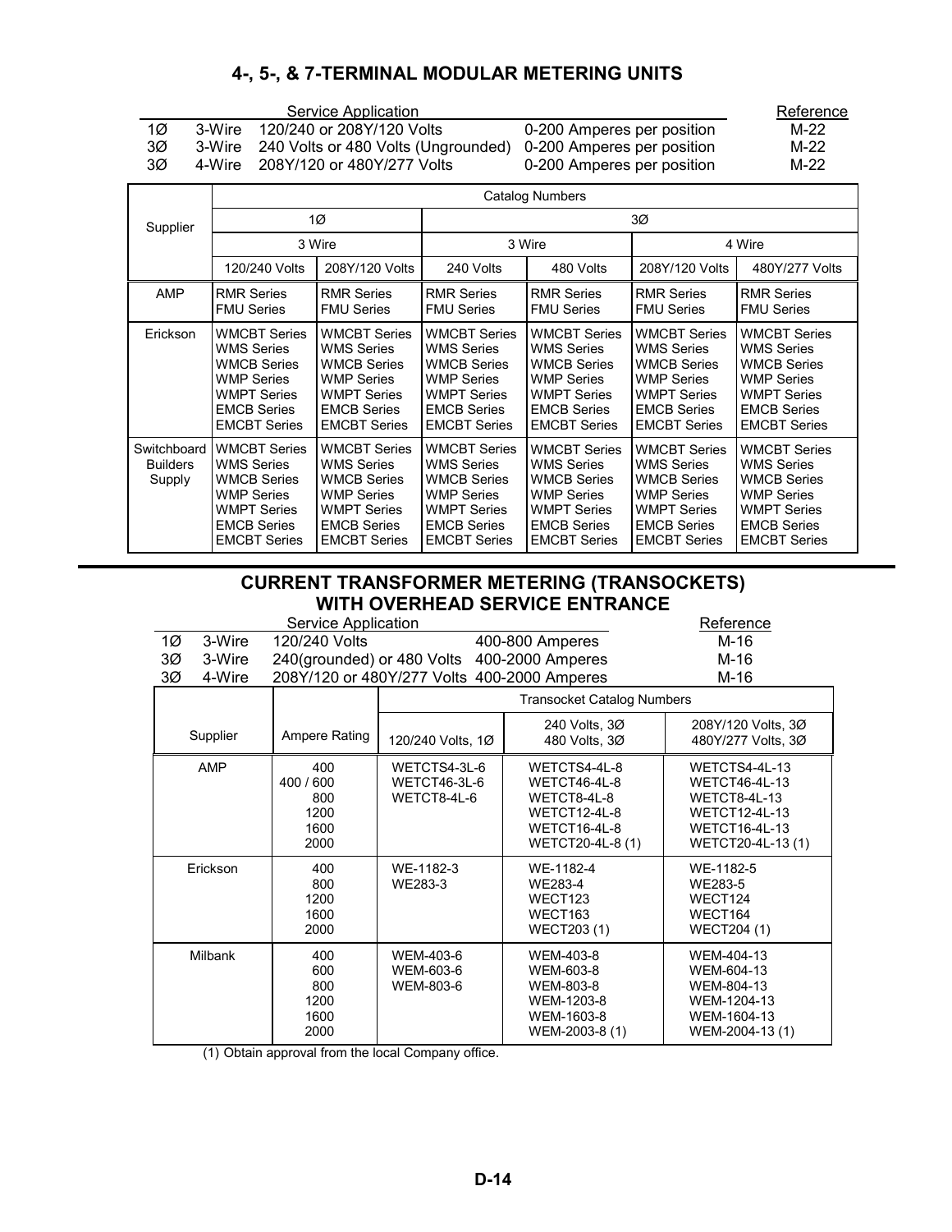## 4-, 5-, & 7-TERMINAL MODULAR METERING UNITS

| | | Service Application | | Reference |
|---|---|---|---|---|
| 1Ø | 3-Wire | 120/240 or 208Y/120 Volts | 0-200 Amperes per position | M-22 |
| 3Ø | 3-Wire | 240 Volts or 480 Volts (Ungrounded) | 0-200 Amperes per position | M-22 |
| 3Ø | 4-Wire | 208Y/120 or 480Y/277 Volts | 0-200 Amperes per position | M-22 |

| Supplier | Catalog Numbers | | | | | |
|---|---|---|---|---|---|---|
| | 1Ø | | 3Ø | | | |
| | 3 Wire | | 3 Wire | | 4 Wire | |
| | 120/240 Volts | 208Y/120 Volts | 240 Volts | 480 Volts | 208Y/120 Volts | 480Y/277 Volts |
| AMP | RMR Series<br>FMU Series | RMR Series<br>FMU Series | RMR Series<br>FMU Series | RMR Series<br>FMU Series | RMR Series<br>FMU Series | RMR Series<br>FMU Series |
| Erickson | WMCBT Series<br>WMS Series<br>WMCB Series<br>WMP Series<br>WMPT Series<br>EMCB Series<br>EMCBT Series | WMCBT Series<br>WMS Series<br>WMCB Series<br>WMP Series<br>WMPT Series<br>EMCB Series<br>EMCBT Series | WMCBT Series<br>WMS Series<br>WMCB Series<br>WMP Series<br>WMPT Series<br>EMCB Series<br>EMCBT Series | WMCBT Series<br>WMS Series<br>WMCB Series<br>WMP Series<br>WMPT Series<br>EMCB Series<br>EMCBT Series | WMCBT Series<br>WMS Series<br>WMCB Series<br>WMP Series<br>WMPT Series<br>EMCB Series<br>EMCBT Series | WMCBT Series<br>WMS Series<br>WMCB Series<br>WMP Series<br>WMPT Series<br>EMCB Series<br>EMCBT Series |
| Switchboard Builders Supply | WMCBT Series<br>WMS Series<br>WMCB Series<br>WMP Series<br>WMPT Series<br>EMCB Series<br>EMCBT Series | WMCBT Series<br>WMS Series<br>WMCB Series<br>WMP Series<br>WMPT Series<br>EMCB Series<br>EMCBT Series | WMCBT Series<br>WMS Series<br>WMCB Series<br>WMP Series<br>WMPT Series<br>EMCB Series<br>EMCBT Series | WMCBT Series<br>WMS Series<br>WMCB Series<br>WMP Series<br>WMPT Series<br>EMCB Series<br>EMCBT Series | WMCBT Series<br>WMS Series<br>WMCB Series<br>WMP Series<br>WMPT Series<br>EMCB Series<br>EMCBT Series | WMCBT Series<br>WMS Series<br>WMCB Series<br>WMP Series<br>WMPT Series<br>EMCB Series<br>EMCBT Series |

## CURRENT TRANSFORMER METERING (TRANSOCKETS) WITH OVERHEAD SERVICE ENTRANCE

| | | Service Application | | Reference |
|---|---|---|---|---|
| 1Ø | 3-Wire | 120/240 Volts | 400-800 Amperes | M-16 |
| 3Ø | 3-Wire | 240(grounded) or 480 Volts | 400-2000 Amperes | M-16 |
| 3Ø | 4-Wire | 208Y/120 or 480Y/277 Volts | 400-2000 Amperes | M-16 |

| Supplier | Ampere Rating | Transocket Catalog Numbers | | |
|---|---|---|---|---|
| | | 120/240 Volts, 1Ø | 240 Volts, 3Ø<br>480 Volts, 3Ø | 208Y/120 Volts, 3Ø<br>480Y/277 Volts, 3Ø |
| AMP | 400<br>400 / 600<br>800<br>1200<br>1600<br>2000 | WETCTS4-3L-6<br>WETCT46-3L-6<br>WETCT8-4L-6 | WETCTS4-4L-8<br>WETCT46-4L-8<br>WETCT8-4L-8<br>WETCT12-4L-8<br>WETCT16-4L-8<br>WETCT20-4L-8 (1) | WETCTS4-4L-13<br>WETCT46-4L-13<br>WETCT8-4L-13<br>WETCT12-4L-13<br>WETCT16-4L-13<br>WETCT20-4L-13 (1) |
| Erickson | 400<br>800<br>1200<br>1600<br>2000 | WE-1182-3<br>WE283-3 | WE-1182-4<br>WE283-4<br>WECT123<br>WECT163<br>WECT203 (1) | WE-1182-5<br>WE283-5<br>WECT124<br>WECT164<br>WECT204 (1) |
| Milbank | 400<br>600<br>800<br>1200<br>1600<br>2000 | WEM-403-6<br>WEM-603-6<br>WEM-803-6 | WEM-403-8<br>WEM-603-8<br>WEM-803-8<br>WEM-1203-8<br>WEM-1603-8<br>WEM-2003-8 (1) | WEM-404-13<br>WEM-604-13<br>WEM-804-13<br>WEM-1204-13<br>WEM-1604-13<br>WEM-2004-13 (1) |

(1) Obtain approval from the local Company office.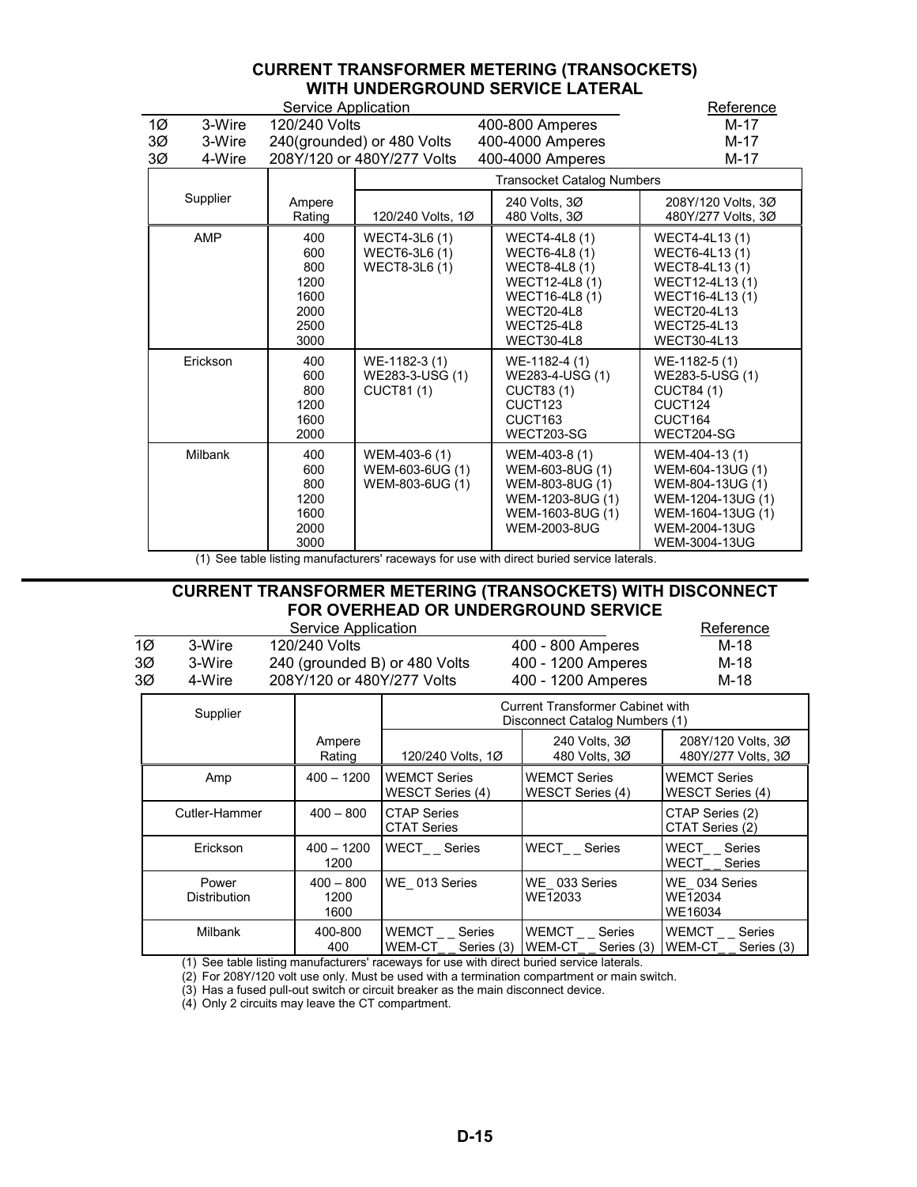## CURRENT TRANSFORMER METERING (TRANSOCKETS) WITH UNDERGROUND SERVICE LATERAL

| Service Application | | | | Reference |
|---|---|---|---|---|
| 1Ø | 3-Wire | 120/240 Volts | 400-800 Amperes | M-17 |
| 3Ø | 3-Wire | 240(grounded) or 480 Volts | 400-4000 Amperes | M-17 |
| 3Ø | 4-Wire | 208Y/120 or 480Y/277 Volts | 400-4000 Amperes | M-17 |

| Supplier | Ampere Rating | Transocket Catalog Numbers 120/240 Volts, 1Ø | 240 Volts, 3Ø 480 Volts, 3Ø | 208Y/120 Volts, 3Ø 480Y/277 Volts, 3Ø |
|---|---|---|---|---|
| AMP | 400 | WECT4-3L6 (1) | WECT4-4L8 (1) | WECT4-4L13 (1) |
| | 600 | WECT6-3L6 (1) | WECT6-4L8 (1) | WECT6-4L13 (1) |
| | 800 | WECT8-3L6 (1) | WECT8-4L8 (1) | WECT8-4L13 (1) |
| | 1200 | | WECT12-4L8 (1) | WECT12-4L13 (1) |
| | 1600 | | WECT16-4L8 (1) | WECT16-4L13 (1) |
| | 2000 | | WECT20-4L8 | WECT20-4L13 |
| | 2500 | | WECT25-4L8 | WECT25-4L13 |
| | 3000 | | WECT30-4L8 | WECT30-4L13 |
| Erickson | 400 | WE-1182-3 (1) | WE-1182-4 (1) | WE-1182-5 (1) |
| | 600 | WE283-3-USG (1) | WE283-4-USG (1) | WE283-5-USG (1) |
| | 800 | CUCT81 (1) | CUCT83 (1) | CUCT84 (1) |
| | 1200 | | CUCT123 | CUCT124 |
| | 1600 | | CUCT163 | CUCT164 |
| | 2000 | | WECT203-SG | WECT204-SG |
| Milbank | 400 | WEM-403-6 (1) | WEM-403-8 (1) | WEM-404-13 (1) |
| | 600 | WEM-603-6UG (1) | WEM-603-8UG (1) | WEM-604-13UG (1) |
| | 800 | WEM-803-6UG (1) | WEM-803-8UG (1) | WEM-804-13UG (1) |
| | 1200 | | WEM-1203-8UG (1) | WEM-1204-13UG (1) |
| | 1600 | | WEM-1603-8UG (1) | WEM-1604-13UG (1) |
| | 2000 | | WEM-2003-8UG | WEM-2004-13UG |
| | 3000 | | | WEM-3004-13UG |

(1) See table listing manufacturers' raceways for use with direct buried service laterals.

## CURRENT TRANSFORMER METERING (TRANSOCKETS) WITH DISCONNECT FOR OVERHEAD OR UNDERGROUND SERVICE

| Service Application | | | | Reference |
|---|---|---|---|---|
| 1Ø | 3-Wire | 120/240 Volts | 400 - 800 Amperes | M-18 |
| 3Ø | 3-Wire | 240 (grounded B) or 480 Volts | 400 - 1200 Amperes | M-18 |
| 3Ø | 4-Wire | 208Y/120 or 480Y/277 Volts | 400 - 1200 Amperes | M-18 |

| Supplier | Ampere Rating | Current Transformer Cabinet with Disconnect Catalog Numbers (1) 120/240 Volts, 1Ø | 240 Volts, 3Ø 480 Volts, 3Ø | 208Y/120 Volts, 3Ø 480Y/277 Volts, 3Ø |
|---|---|---|---|---|
| Amp | 400 – 1200 | WEMCT Series<br>WESCT Series (4) | WEMCT Series<br>WESCT Series (4) | WEMCT Series<br>WESCT Series (4) |
| Cutler-Hammer | 400 – 800 | CTAP Series<br>CTAT Series | | CTAP Series (2)<br>CTAT Series (2) |
| Erickson | 400 – 1200<br>1200 | WECT_ _ Series | WECT_ _ Series | WECT_ _ Series<br>WECT_ _ Series |
| Power Distribution | 400 – 800<br>1200<br>1600 | WE_ 013 Series | WE_ 033 Series<br>WE12033 | WE_ 034 Series<br>WE12034<br>WE16034 |
| Milbank | 400-800<br>400 | WEMCT _ _ Series<br>WEM-CT_ _ Series (3) | WEMCT _ _ Series<br>WEM-CT_ _ Series (3) | WEMCT _ _ Series<br>WEM-CT_ _ Series (3) |

(1) See table listing manufacturers' raceways for use with direct buried service laterals.
(2) For 208Y/120 volt use only. Must be used with a termination compartment or main switch.
(3) Has a fused pull-out switch or circuit breaker as the main disconnect device.
(4) Only 2 circuits may leave the CT compartment.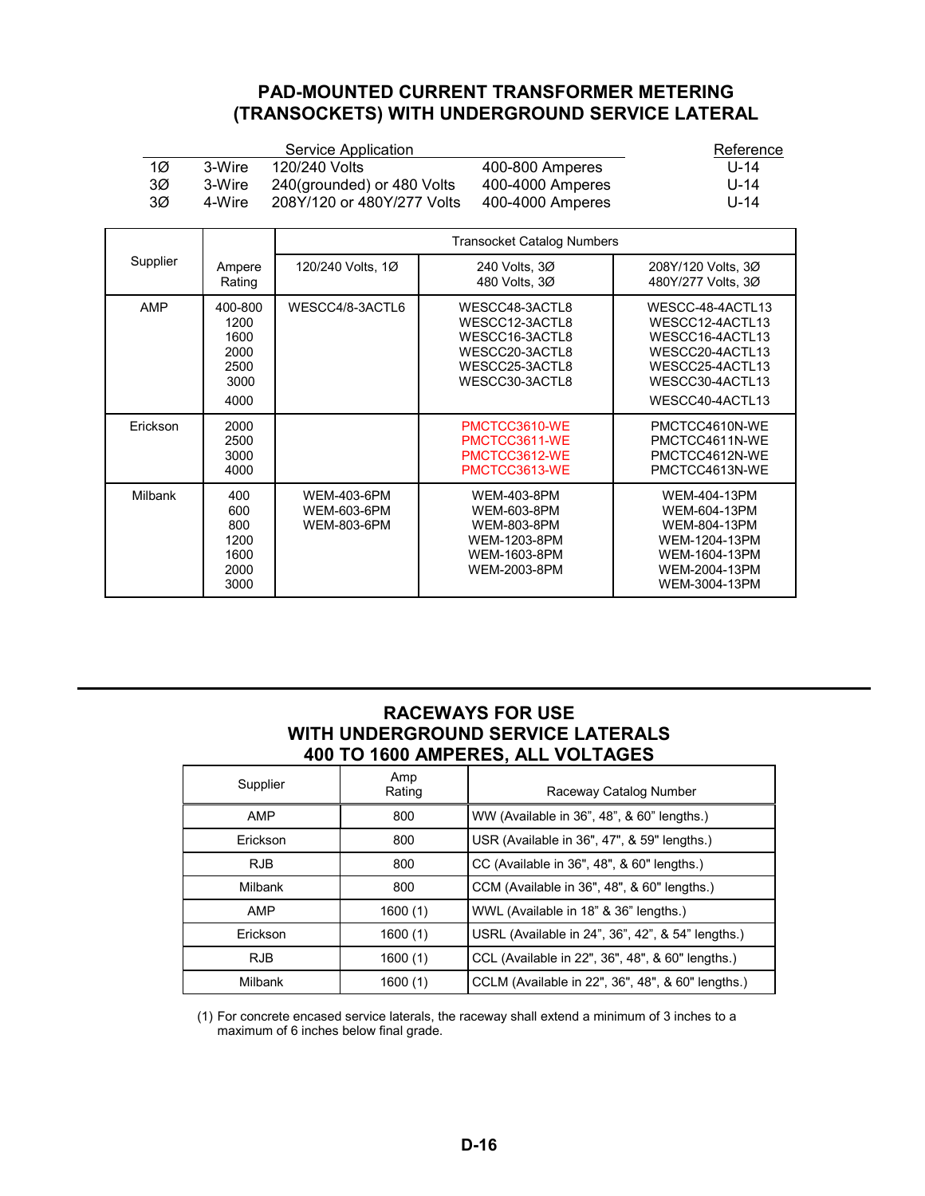## PAD-MOUNTED CURRENT TRANSFORMER METERING (TRANSOCKETS) WITH UNDERGROUND SERVICE LATERAL

| Service Application | | | | Reference |
|---|---|---|---|---|
| 1Ø | 3-Wire | 120/240 Volts | 400-800 Amperes | U-14 |
| 3Ø | 3-Wire | 240(grounded) or 480 Volts | 400-4000 Amperes | U-14 |
| 3Ø | 4-Wire | 208Y/120 or 480Y/277 Volts | 400-4000 Amperes | U-14 |

| Supplier | Ampere Rating | Transocket Catalog Numbers | | |
|---|---|---|---|---|
| | | 120/240 Volts, 1Ø | 240 Volts, 3Ø<br>480 Volts, 3Ø | 208Y/120 Volts, 3Ø<br>480Y/277 Volts, 3Ø |
| AMP | 400-800<br>1200<br>1600<br>2000<br>2500<br>3000<br>4000 | WESCC4/8-3ACTL6 | WESCC48-3ACTL8<br>WESCC12-3ACTL8<br>WESCC16-3ACTL8<br>WESCC20-3ACTL8<br>WESCC25-3ACTL8<br>WESCC30-3ACTL8 | WESCC-48-4ACTL13<br>WESCC12-4ACTL13<br>WESCC16-4ACTL13<br>WESCC20-4ACTL13<br>WESCC25-4ACTL13<br>WESCC30-4ACTL13<br>WESCC40-4ACTL13 |
| Erickson | 2000<br>2500<br>3000<br>4000 | | PMCTCC3610-WE<br>PMCTCC3611-WE<br>PMCTCC3612-WE<br>PMCTCC3613-WE | PMCTCC4610N-WE<br>PMCTCC4611N-WE<br>PMCTCC4612N-WE<br>PMCTCC4613N-WE |
| Milbank | 400<br>600<br>800<br>1200<br>1600<br>2000<br>3000 | WEM-403-6PM<br>WEM-603-6PM<br>WEM-803-6PM | WEM-403-8PM<br>WEM-603-8PM<br>WEM-803-8PM<br>WEM-1203-8PM<br>WEM-1603-8PM<br>WEM-2003-8PM | WEM-404-13PM<br>WEM-604-13PM<br>WEM-804-13PM<br>WEM-1204-13PM<br>WEM-1604-13PM<br>WEM-2004-13PM<br>WEM-3004-13PM |

## RACEWAYS FOR USE WITH UNDERGROUND SERVICE LATERALS 400 TO 1600 AMPERES, ALL VOLTAGES

| Supplier | Amp Rating | Raceway Catalog Number |
|---|---|---|
| AMP | 800 | WW (Available in 36", 48", & 60" lengths.) |
| Erickson | 800 | USR (Available in 36", 47", & 59" lengths.) |
| RJB | 800 | CC (Available in 36", 48", & 60" lengths.) |
| Milbank | 800 | CCM (Available in 36", 48", & 60" lengths.) |
| AMP | 1600 (1) | WWL (Available in 18" & 36" lengths.) |
| Erickson | 1600 (1) | USRL (Available in 24", 36", 42", & 54" lengths.) |
| RJB | 1600 (1) | CCL (Available in 22", 36", 48", & 60" lengths.) |
| Milbank | 1600 (1) | CCLM (Available in 22", 36", 48", & 60" lengths.) |

(1) For concrete encased service laterals, the raceway shall extend a minimum of 3 inches to a maximum of 6 inches below final grade.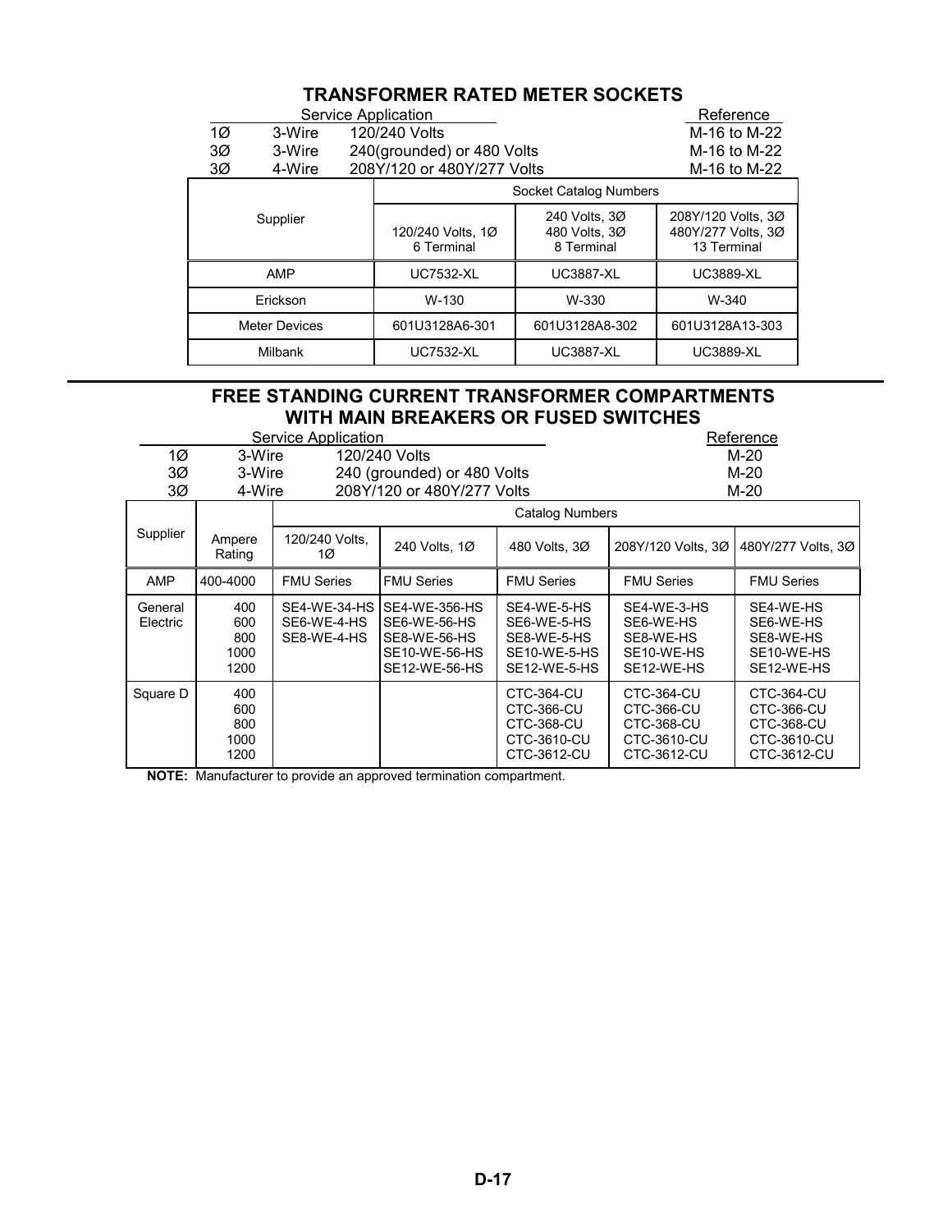## TRANSFORMER RATED METER SOCKETS

| Service Application | | | Reference |
|---|---|---|---|
| 1Ø | 3-Wire | 120/240 Volts | M-16 to M-22 |
| 3Ø | 3-Wire | 240(grounded) or 480 Volts | M-16 to M-22 |
| 3Ø | 4-Wire | 208Y/120 or 480Y/277 Volts | M-16 to M-22 |

| Supplier | Socket Catalog Numbers | | |
|---|---|---|---|
| | 120/240 Volts, 1Ø 6 Terminal | 240 Volts, 3Ø 480 Volts, 3Ø 8 Terminal | 208Y/120 Volts, 3Ø 480Y/277 Volts, 3Ø 13 Terminal |
| AMP | UC7532-XL | UC3887-XL | UC3889-XL |
| Erickson | W-130 | W-330 | W-340 |
| Meter Devices | 601U3128A6-301 | 601U3128A8-302 | 601U3128A13-303 |
| Milbank | UC7532-XL | UC3887-XL | UC3889-XL |

## FREE STANDING CURRENT TRANSFORMER COMPARTMENTS WITH MAIN BREAKERS OR FUSED SWITCHES

| Service Application | | | Reference |
|---|---|---|---|
| 1Ø | 3-Wire | 120/240 Volts | M-20 |
| 3Ø | 3-Wire | 240 (grounded) or 480 Volts | M-20 |
| 3Ø | 4-Wire | 208Y/120 or 480Y/277 Volts | M-20 |

| Supplier | Ampere Rating | Catalog Numbers | | | | |
|---|---|---|---|---|---|---|
| | | 120/240 Volts, 1Ø | 240 Volts, 1Ø | 480 Volts, 3Ø | 208Y/120 Volts, 3Ø | 480Y/277 Volts, 3Ø |
| AMP | 400-4000 | FMU Series | FMU Series | FMU Series | FMU Series | FMU Series |
| General Electric | 400<br>600<br>800<br>1000<br>1200 | SE4-WE-34-HS<br>SE6-WE-4-HS<br>SE8-WE-4-HS | SE4-WE-356-HS<br>SE6-WE-56-HS<br>SE8-WE-56-HS<br>SE10-WE-56-HS<br>SE12-WE-56-HS | SE4-WE-5-HS<br>SE6-WE-5-HS<br>SE8-WE-5-HS<br>SE10-WE-5-HS<br>SE12-WE-5-HS | SE4-WE-3-HS<br>SE6-WE-HS<br>SE8-WE-HS<br>SE10-WE-HS<br>SE12-WE-HS | SE4-WE-HS<br>SE6-WE-HS<br>SE8-WE-HS<br>SE10-WE-HS<br>SE12-WE-HS |
| Square D | 400<br>600<br>800<br>1000<br>1200 | | | CTC-364-CU<br>CTC-366-CU<br>CTC-368-CU<br>CTC-3610-CU<br>CTC-3612-CU | CTC-364-CU<br>CTC-366-CU<br>CTC-368-CU<br>CTC-3610-CU<br>CTC-3612-CU | CTC-364-CU<br>CTC-366-CU<br>CTC-368-CU<br>CTC-3610-CU<br>CTC-3612-CU |

**NOTE:** Manufacturer to provide an approved termination compartment.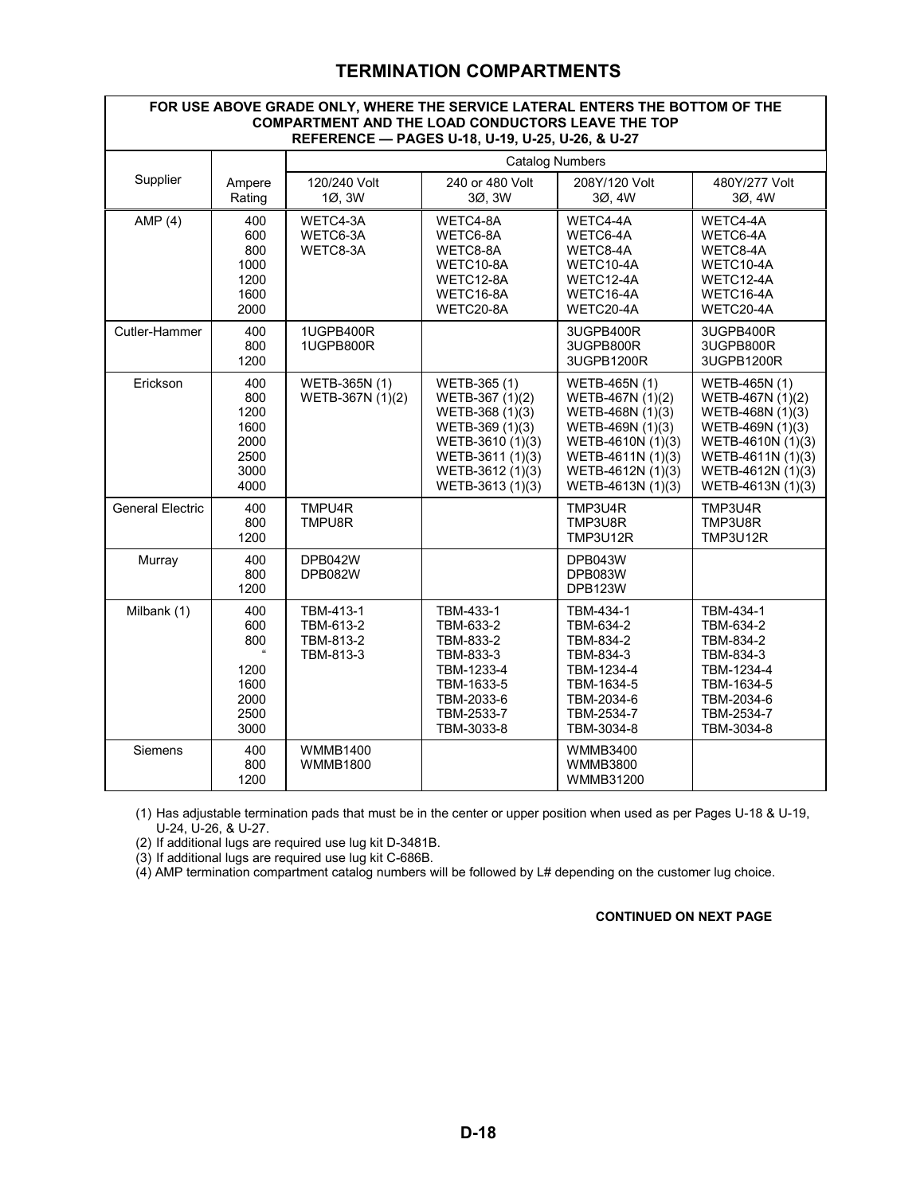# TERMINATION COMPARTMENTS

**FOR USE ABOVE GRADE ONLY, WHERE THE SERVICE LATERAL ENTERS THE BOTTOM OF THE COMPARTMENT AND THE LOAD CONDUCTORS LEAVE THE TOP**
**REFERENCE — PAGES U-18, U-19, U-25, U-26, & U-27**

| Supplier | Ampere Rating | Catalog Numbers | | | |
|---|---|---|---|---|---|
| | | 120/240 Volt 1Ø, 3W | 240 or 480 Volt 3Ø, 3W | 208Y/120 Volt 3Ø, 4W | 480Y/277 Volt 3Ø, 4W |
| AMP (4) | 400<br>600<br>800<br>1000<br>1200<br>1600<br>2000 | WETC4-3A<br>WETC6-3A<br>WETC8-3A | WETC4-8A<br>WETC6-8A<br>WETC8-8A<br>WETC10-8A<br>WETC12-8A<br>WETC16-8A<br>WETC20-8A | WETC4-4A<br>WETC6-4A<br>WETC8-4A<br>WETC10-4A<br>WETC12-4A<br>WETC16-4A<br>WETC20-4A | WETC4-4A<br>WETC6-4A<br>WETC8-4A<br>WETC10-4A<br>WETC12-4A<br>WETC16-4A<br>WETC20-4A |
| Cutler-Hammer | 400<br>800<br>1200 | 1UGPB400R<br>1UGPB800R | | 3UGPB400R<br>3UGPB800R<br>3UGPB1200R | 3UGPB400R<br>3UGPB800R<br>3UGPB1200R |
| Erickson | 400<br>800<br>1200<br>1600<br>2000<br>2500<br>3000<br>4000 | WETB-365N (1)<br>WETB-367N (1)(2) | WETB-365 (1)<br>WETB-367 (1)(2)<br>WETB-368 (1)(3)<br>WETB-369 (1)(3)<br>WETB-3610 (1)(3)<br>WETB-3611 (1)(3)<br>WETB-3612 (1)(3)<br>WETB-3613 (1)(3) | WETB-465N (1)<br>WETB-467N (1)(2)<br>WETB-468N (1)(3)<br>WETB-469N (1)(3)<br>WETB-4610N (1)(3)<br>WETB-4611N (1)(3)<br>WETB-4612N (1)(3)<br>WETB-4613N (1)(3) | WETB-465N (1)<br>WETB-467N (1)(2)<br>WETB-468N (1)(3)<br>WETB-469N (1)(3)<br>WETB-4610N (1)(3)<br>WETB-4611N (1)(3)<br>WETB-4612N (1)(3)<br>WETB-4613N (1)(3) |
| General Electric | 400<br>800<br>1200 | TMPU4R<br>TMPU8R | | TMP3U4R<br>TMP3U8R<br>TMP3U12R | TMP3U4R<br>TMP3U8R<br>TMP3U12R |
| Murray | 400<br>800<br>1200 | DPB042W<br>DPB082W | | DPB043W<br>DPB083W<br>DPB123W | |
| Milbank (1) | 400<br>600<br>800<br>"<br>1200<br>1600<br>2000<br>2500<br>3000 | TBM-413-1<br>TBM-613-2<br>TBM-813-2<br>TBM-813-3 | TBM-433-1<br>TBM-633-2<br>TBM-833-2<br>TBM-833-3<br>TBM-1233-4<br>TBM-1633-5<br>TBM-2033-6<br>TBM-2533-7<br>TBM-3033-8 | TBM-434-1<br>TBM-634-2<br>TBM-834-2<br>TBM-834-3<br>TBM-1234-4<br>TBM-1634-5<br>TBM-2034-6<br>TBM-2534-7<br>TBM-3034-8 | TBM-434-1<br>TBM-634-2<br>TBM-834-2<br>TBM-834-3<br>TBM-1234-4<br>TBM-1634-5<br>TBM-2034-6<br>TBM-2534-7<br>TBM-3034-8 |
| Siemens | 400<br>800<br>1200 | WMMB1400<br>WMMB1800 | | WMMB3400<br>WMMB3800<br>WMMB31200 | |

(1) Has adjustable termination pads that must be in the center or upper position when used as per Pages U-18 & U-19, U-24, U-26, & U-27.

(2) If additional lugs are required use lug kit D-3481B.

(3) If additional lugs are required use lug kit C-686B.

(4) AMP termination compartment catalog numbers will be followed by L# depending on the customer lug choice.

**CONTINUED ON NEXT PAGE**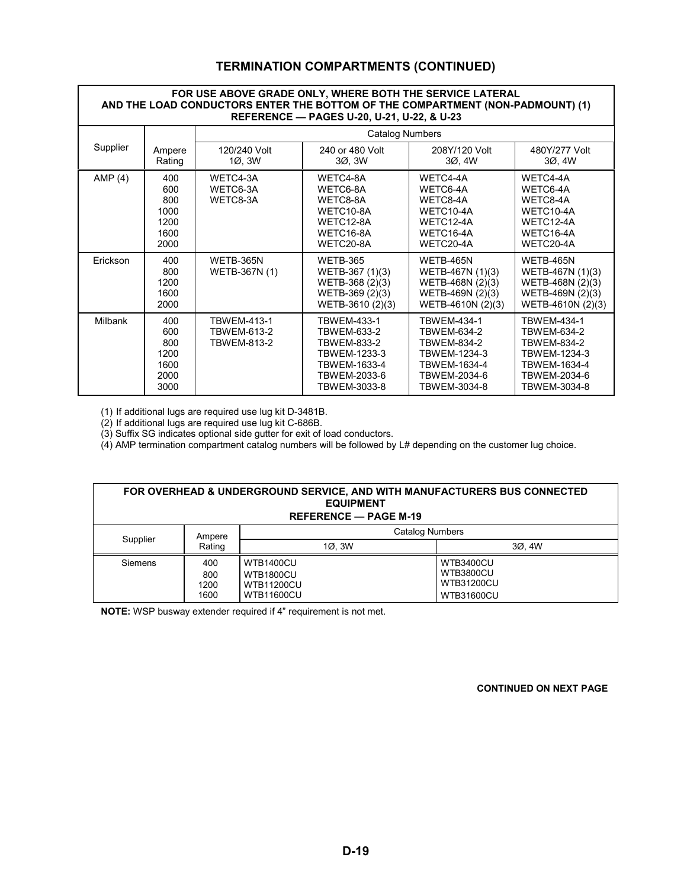# TERMINATION COMPARTMENTS (CONTINUED)

| FOR USE ABOVE GRADE ONLY, WHERE BOTH THE SERVICE LATERAL AND THE LOAD CONDUCTORS ENTER THE BOTTOM OF THE COMPARTMENT (NON-PADMOUNT) (1) REFERENCE — PAGES U-20, U-21, U-22, & U-23 | | | | | |
|---|---|---|---|---|---|
| Supplier | Ampere Rating | Catalog Numbers | | | |
| | | 120/240 Volt 1Ø, 3W | 240 or 480 Volt 3Ø, 3W | 208Y/120 Volt 3Ø, 4W | 480Y/277 Volt 3Ø, 4W |
| AMP (4) | 400<br>600<br>800<br>1000<br>1200<br>1600<br>2000 | WETC4-3A<br>WETC6-3A<br>WETC8-3A | WETC4-8A<br>WETC6-8A<br>WETC8-8A<br>WETC10-8A<br>WETC12-8A<br>WETC16-8A<br>WETC20-8A | WETC4-4A<br>WETC6-4A<br>WETC8-4A<br>WETC10-4A<br>WETC12-4A<br>WETC16-4A<br>WETC20-4A | WETC4-4A<br>WETC6-4A<br>WETC8-4A<br>WETC10-4A<br>WETC12-4A<br>WETC16-4A<br>WETC20-4A |
| Erickson | 400<br>800<br>1200<br>1600<br>2000 | WETB-365N<br>WETB-367N (1) | WETB-365<br>WETB-367 (1)(3)<br>WETB-368 (2)(3)<br>WETB-369 (2)(3)<br>WETB-3610 (2)(3) | WETB-465N<br>WETB-467N (1)(3)<br>WETB-468N (2)(3)<br>WETB-469N (2)(3)<br>WETB-4610N (2)(3) | WETB-465N<br>WETB-467N (1)(3)<br>WETB-468N (2)(3)<br>WETB-469N (2)(3)<br>WETB-4610N (2)(3) |
| Milbank | 400<br>600<br>800<br>1200<br>1600<br>2000<br>3000 | TBWEM-413-1<br>TBWEM-613-2<br>TBWEM-813-2 | TBWEM-433-1<br>TBWEM-633-2<br>TBWEM-833-2<br>TBWEM-1233-3<br>TBWEM-1633-4<br>TBWEM-2033-6<br>TBWEM-3033-8 | TBWEM-434-1<br>TBWEM-634-2<br>TBWEM-834-2<br>TBWEM-1234-3<br>TBWEM-1634-4<br>TBWEM-2034-6<br>TBWEM-3034-8 | TBWEM-434-1<br>TBWEM-634-2<br>TBWEM-834-2<br>TBWEM-1234-3<br>TBWEM-1634-4<br>TBWEM-2034-6<br>TBWEM-3034-8 |

(1) If additional lugs are required use lug kit D-3481B.
(2) If additional lugs are required use lug kit C-686B.
(3) Suffix SG indicates optional side gutter for exit of load conductors.
(4) AMP termination compartment catalog numbers will be followed by L# depending on the customer lug choice.

| FOR OVERHEAD & UNDERGROUND SERVICE, AND WITH MANUFACTURERS BUS CONNECTED EQUIPMENT REFERENCE — PAGE M-19 | | | |
|---|---|---|---|
| Supplier | Ampere Rating | Catalog Numbers | |
| | | 1Ø, 3W | 3Ø, 4W |
| Siemens | 400<br>800<br>1200<br>1600 | WTB1400CU<br>WTB1800CU<br>WTB11200CU<br>WTB11600CU | WTB3400CU<br>WTB3800CU<br>WTB31200CU<br>WTB31600CU |

**NOTE:** WSP busway extender required if 4" requirement is not met.

**CONTINUED ON NEXT PAGE**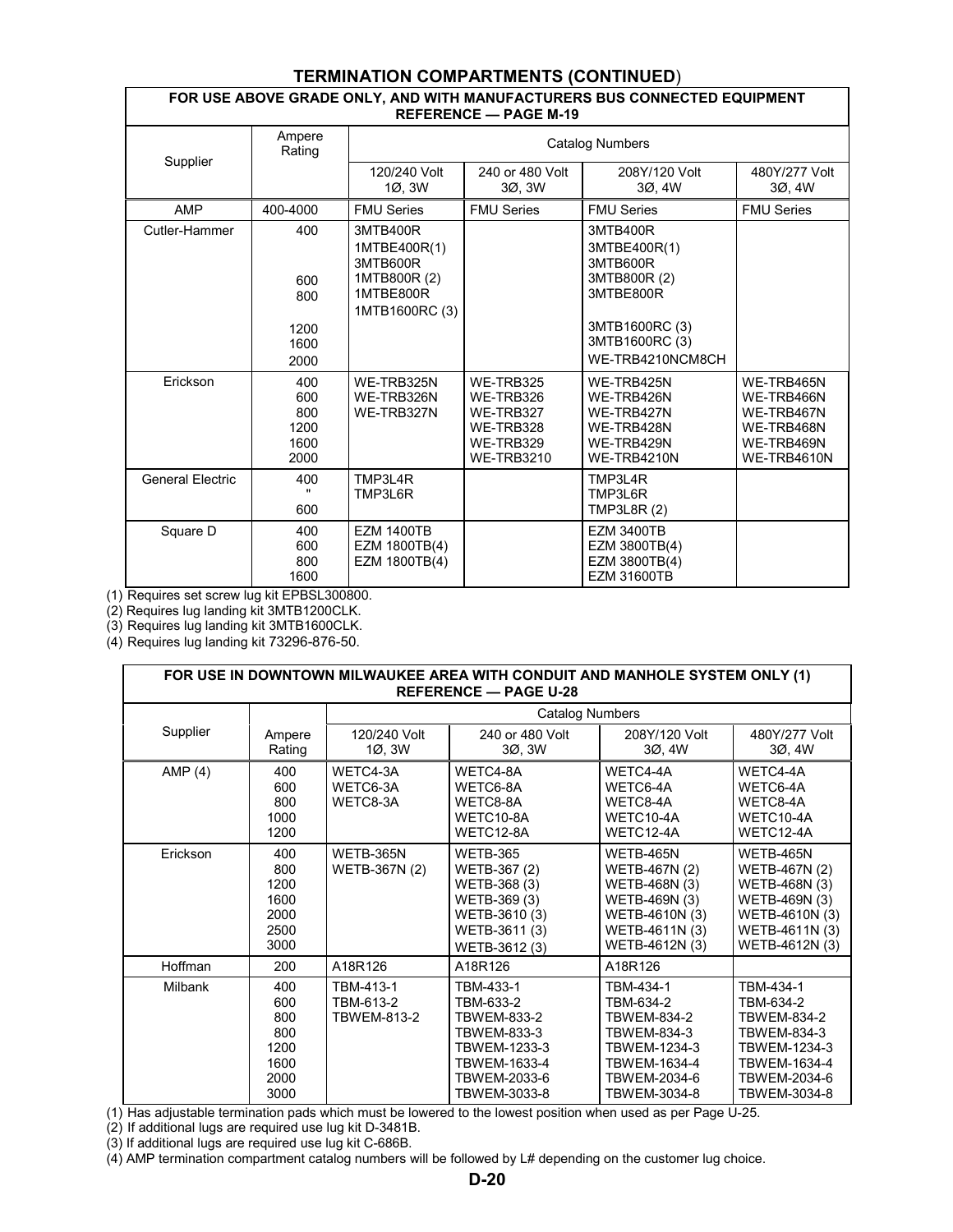## TERMINATION COMPARTMENTS (CONTINUED)

| FOR USE ABOVE GRADE ONLY, AND WITH MANUFACTURERS BUS CONNECTED EQUIPMENT REFERENCE — PAGE M-19 | | | | | |
|---|---|---|---|---|---|
| Supplier | Ampere Rating | Catalog Numbers | | | |
| | | 120/240 Volt 1Ø, 3W | 240 or 480 Volt 3Ø, 3W | 208Y/120 Volt 3Ø, 4W | 480Y/277 Volt 3Ø, 4W |
| AMP | 400-4000 | FMU Series | FMU Series | FMU Series | FMU Series |
| Cutler-Hammer | 400<br><br><br>600<br>800<br><br>1200<br>1600<br>2000 | 3MTB400R<br>1MTBE400R(1)<br>3MTB600R<br>1MTB800R (2)<br>1MTBE800R<br>1MTB1600RC (3) | | 3MTB400R<br>3MTBE400R(1)<br>3MTB600R<br>3MTB800R (2)<br>3MTBE800R<br><br>3MTB1600RC (3)<br>3MTB1600RC (3)<br>WE-TRB4210NCM8CH | |
| Erickson | 400<br>600<br>800<br>1200<br>1600<br>2000 | WE-TRB325N<br>WE-TRB326N<br>WE-TRB327N | WE-TRB325<br>WE-TRB326<br>WE-TRB327<br>WE-TRB328<br>WE-TRB329<br>WE-TRB3210 | WE-TRB425N<br>WE-TRB426N<br>WE-TRB427N<br>WE-TRB428N<br>WE-TRB429N<br>WE-TRB4210N | WE-TRB465N<br>WE-TRB466N<br>WE-TRB467N<br>WE-TRB468N<br>WE-TRB469N<br>WE-TRB4610N |
| General Electric | 400<br>"<br>600 | TMP3L4R<br>TMP3L6R | | TMP3L4R<br>TMP3L6R<br>TMP3L8R (2) | |
| Square D | 400<br>600<br>800<br>1600 | EZM 1400TB<br>EZM 1800TB(4)<br>EZM 1800TB(4) | | EZM 3400TB<br>EZM 3800TB(4)<br>EZM 3800TB(4)<br>EZM 31600TB | |

(1) Requires set screw lug kit EPBSL300800.
(2) Requires lug landing kit 3MTB1200CLK.
(3) Requires lug landing kit 3MTB1600CLK.
(4) Requires lug landing kit 73296-876-50.

| FOR USE IN DOWNTOWN MILWAUKEE AREA WITH CONDUIT AND MANHOLE SYSTEM ONLY (1) REFERENCE — PAGE U-28 | | | | | |
|---|---|---|---|---|---|
| Supplier | Ampere Rating | Catalog Numbers | | | |
| | | 120/240 Volt 1Ø, 3W | 240 or 480 Volt 3Ø, 3W | 208Y/120 Volt 3Ø, 4W | 480Y/277 Volt 3Ø, 4W |
| AMP (4) | 400<br>600<br>800<br>1000<br>1200 | WETC4-3A<br>WETC6-3A<br>WETC8-3A | WETC4-8A<br>WETC6-8A<br>WETC8-8A<br>WETC10-8A<br>WETC12-8A | WETC4-4A<br>WETC6-4A<br>WETC8-4A<br>WETC10-4A<br>WETC12-4A | WETC4-4A<br>WETC6-4A<br>WETC8-4A<br>WETC10-4A<br>WETC12-4A |
| Erickson | 400<br>800<br>1200<br>1600<br>2000<br>2500<br>3000 | WETB-365N<br>WETB-367N (2) | WETB-365<br>WETB-367 (2)<br>WETB-368 (3)<br>WETB-369 (3)<br>WETB-3610 (3)<br>WETB-3611 (3)<br>WETB-3612 (3) | WETB-465N<br>WETB-467N (2)<br>WETB-468N (3)<br>WETB-469N (3)<br>WETB-4610N (3)<br>WETB-4611N (3)<br>WETB-4612N (3) | WETB-465N<br>WETB-467N (2)<br>WETB-468N (3)<br>WETB-469N (3)<br>WETB-4610N (3)<br>WETB-4611N (3)<br>WETB-4612N (3) |
| Hoffman | 200 | A18R126 | A18R126 | A18R126 | |
| Milbank | 400<br>600<br>800<br>800<br>1200<br>1600<br>2000<br>3000 | TBM-413-1<br>TBM-613-2<br>TBWEM-813-2 | TBM-433-1<br>TBM-633-2<br>TBWEM-833-2<br>TBWEM-833-3<br>TBWEM-1233-3<br>TBWEM-1633-4<br>TBWEM-2033-6<br>TBWEM-3033-8 | TBM-434-1<br>TBM-634-2<br>TBWEM-834-2<br>TBWEM-834-3<br>TBWEM-1234-3<br>TBWEM-1634-4<br>TBWEM-2034-6<br>TBWEM-3034-8 | TBM-434-1<br>TBM-634-2<br>TBWEM-834-2<br>TBWEM-834-3<br>TBWEM-1234-3<br>TBWEM-1634-4<br>TBWEM-2034-6<br>TBWEM-3034-8 |

(1) Has adjustable termination pads which must be lowered to the lowest position when used as per Page U-25.
(2) If additional lugs are required use lug kit D-3481B.
(3) If additional lugs are required use lug kit C-686B.
(4) AMP termination compartment catalog numbers will be followed by L# depending on the customer lug choice.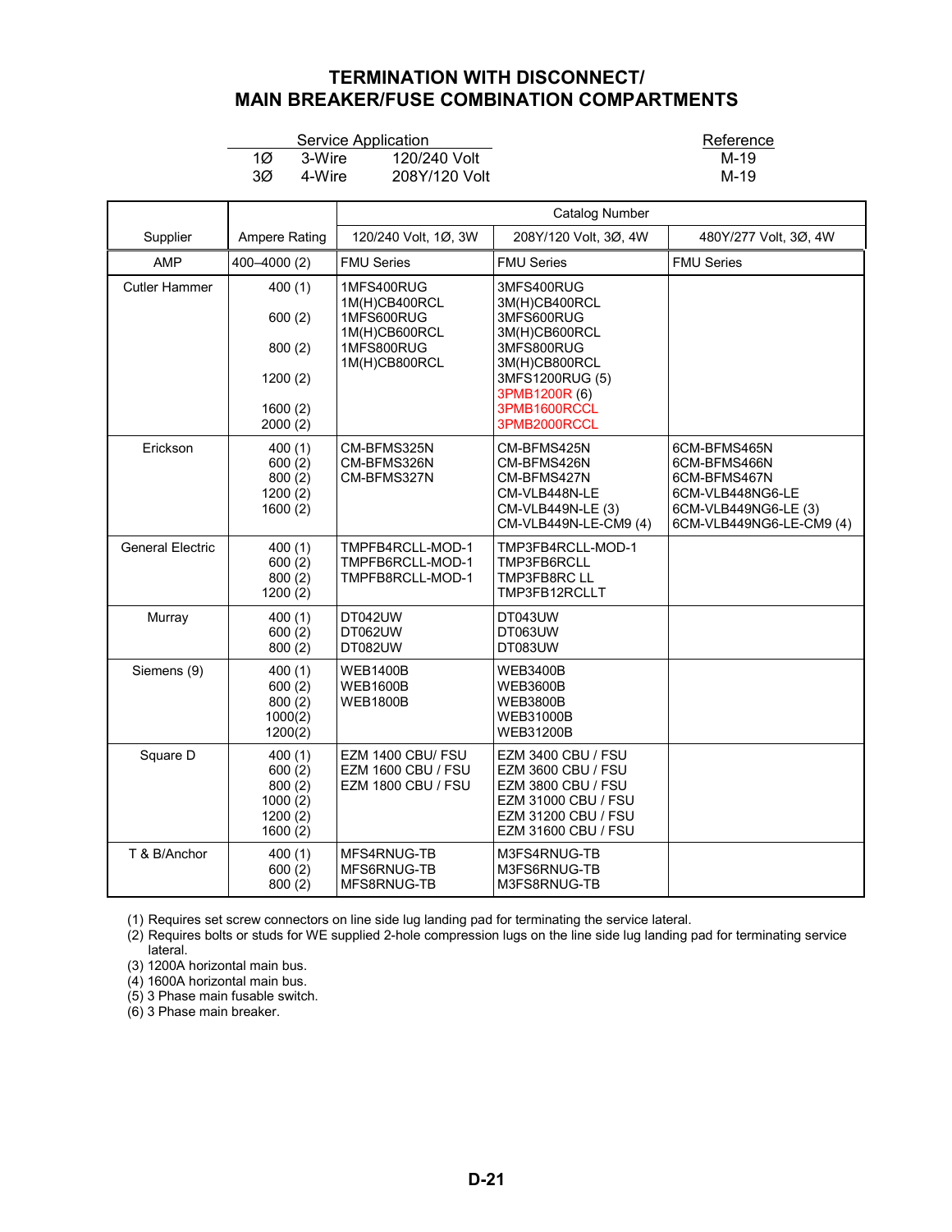# TERMINATION WITH DISCONNECT/ MAIN BREAKER/FUSE COMBINATION COMPARTMENTS

| Service Application | | | Reference |
|---|---|---|---|
| 1Ø | 3-Wire | 120/240 Volt | M-19 |
| 3Ø | 4-Wire | 208Y/120 Volt | M-19 |

| Supplier | Ampere Rating | Catalog Number | | |
|---|---|---|---|---|
| | | 120/240 Volt, 1Ø, 3W | 208Y/120 Volt, 3Ø, 4W | 480Y/277 Volt, 3Ø, 4W |
| AMP | 400–4000 (2) | FMU Series | FMU Series | FMU Series |
| Cutler Hammer | 400 (1)<br><br>600 (2)<br><br>800 (2)<br><br>1200 (2)<br><br>1600 (2)<br>2000 (2) | 1MFS400RUG<br>1M(H)CB400RCL<br>1MFS600RUG<br>1M(H)CB600RCL<br>1MFS800RUG<br>1M(H)CB800RCL | 3MFS400RUG<br>3M(H)CB400RCL<br>3MFS600RUG<br>3M(H)CB600RCL<br>3MFS800RUG<br>3M(H)CB800RCL<br>3MFS1200RUG (5)<br>3PMB1200R (6)<br>3PMB1600RCCL<br>3PMB2000RCCL | |
| Erickson | 400 (1)<br>600 (2)<br>800 (2)<br>1200 (2)<br>1600 (2) | CM-BFMS325N<br>CM-BFMS326N<br>CM-BFMS327N | CM-BFMS425N<br>CM-BFMS426N<br>CM-BFMS427N<br>CM-VLB448N-LE<br>CM-VLB449N-LE (3)<br>CM-VLB449N-LE-CM9 (4) | 6CM-BFMS465N<br>6CM-BFMS466N<br>6CM-BFMS467N<br>6CM-VLB448NG6-LE<br>6CM-VLB449NG6-LE (3)<br>6CM-VLB449NG6-LE-CM9 (4) |
| General Electric | 400 (1)<br>600 (2)<br>800 (2)<br>1200 (2) | TMPFB4RCLL-MOD-1<br>TMPFB6RCLL-MOD-1<br>TMPFB8RCLL-MOD-1 | TMP3FB4RCLL-MOD-1<br>TMP3FB6RCLL<br>TMP3FB8RC LL<br>TMP3FB12RCLLT | |
| Murray | 400 (1)<br>600 (2)<br>800 (2) | DT042UW<br>DT062UW<br>DT082UW | DT043UW<br>DT063UW<br>DT083UW | |
| Siemens (9) | 400 (1)<br>600 (2)<br>800 (2)<br>1000(2)<br>1200(2) | WEB1400B<br>WEB1600B<br>WEB1800B | WEB3400B<br>WEB3600B<br>WEB3800B<br>WEB31000B<br>WEB31200B | |
| Square D | 400 (1)<br>600 (2)<br>800 (2)<br>1000 (2)<br>1200 (2)<br>1600 (2) | EZM 1400 CBU/ FSU<br>EZM 1600 CBU / FSU<br>EZM 1800 CBU / FSU | EZM 3400 CBU / FSU<br>EZM 3600 CBU / FSU<br>EZM 3800 CBU / FSU<br>EZM 31000 CBU / FSU<br>EZM 31200 CBU / FSU<br>EZM 31600 CBU / FSU | |
| T & B/Anchor | 400 (1)<br>600 (2)<br>800 (2) | MFS4RNUG-TB<br>MFS6RNUG-TB<br>MFS8RNUG-TB | M3FS4RNUG-TB<br>M3FS6RNUG-TB<br>M3FS8RNUG-TB | |

(1) Requires set screw connectors on line side lug landing pad for terminating the service lateral.
(2) Requires bolts or studs for WE supplied 2-hole compression lugs on the line side lug landing pad for terminating service lateral.
(3) 1200A horizontal main bus.
(4) 1600A horizontal main bus.
(5) 3 Phase main fusable switch.
(6) 3 Phase main breaker.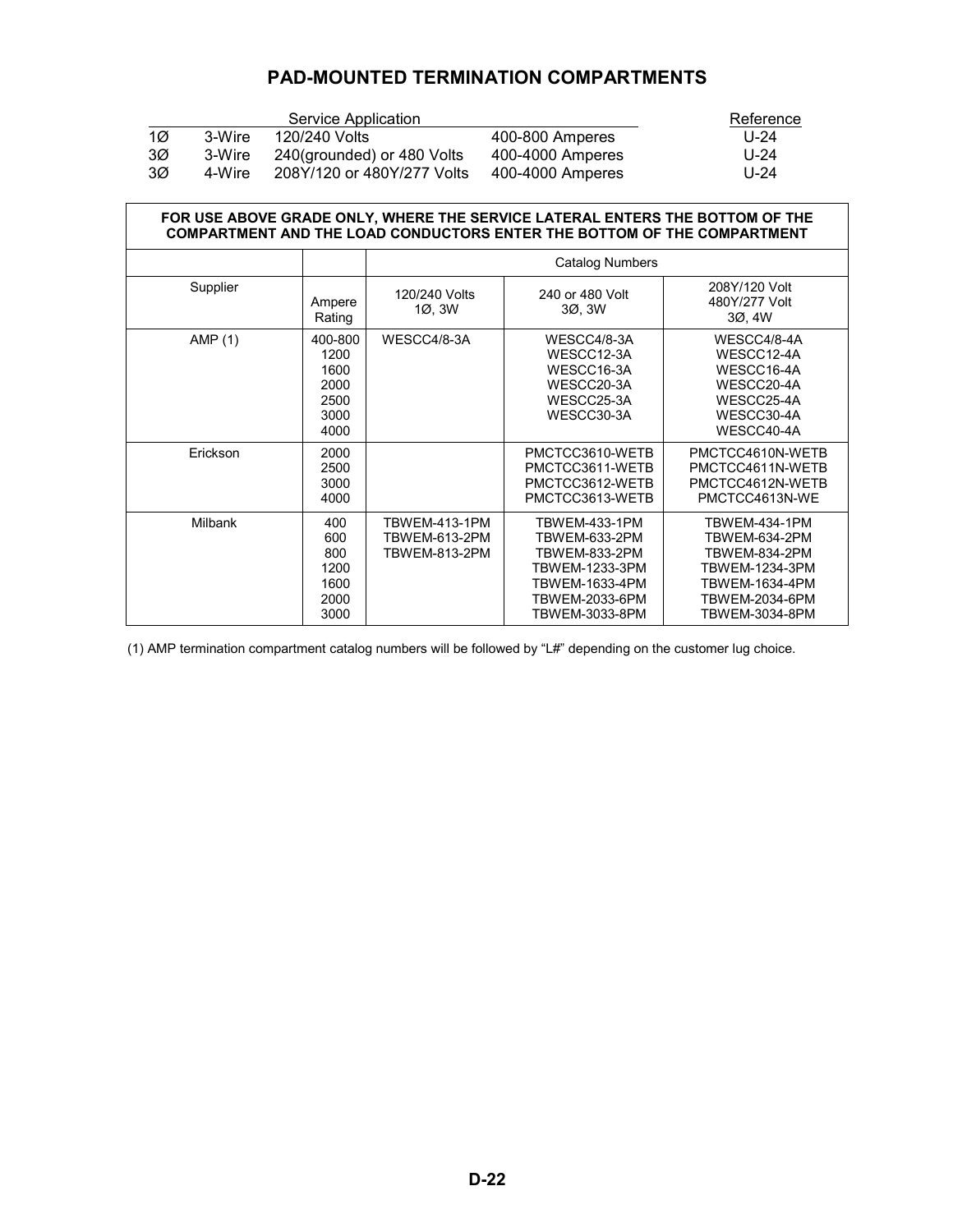# PAD-MOUNTED TERMINATION COMPARTMENTS

| Service Application | | | | Reference |
|---|---|---|---|---|
| 1Ø | 3-Wire | 120/240 Volts | 400-800 Amperes | U-24 |
| 3Ø | 3-Wire | 240(grounded) or 480 Volts | 400-4000 Amperes | U-24 |
| 3Ø | 4-Wire | 208Y/120 or 480Y/277 Volts | 400-4000 Amperes | U-24 |

**FOR USE ABOVE GRADE ONLY, WHERE THE SERVICE LATERAL ENTERS THE BOTTOM OF THE COMPARTMENT AND THE LOAD CONDUCTORS ENTER THE BOTTOM OF THE COMPARTMENT**

| | | Catalog Numbers | | |
|---|---|---|---|---|
| Supplier | Ampere Rating | 120/240 Volts 1Ø, 3W | 240 or 480 Volt 3Ø, 3W | 208Y/120 Volt 480Y/277 Volt 3Ø, 4W |
| AMP (1) | 400-800<br>1200<br>1600<br>2000<br>2500<br>3000<br>4000 | WESCC4/8-3A | WESCC4/8-3A<br>WESCC12-3A<br>WESCC16-3A<br>WESCC20-3A<br>WESCC25-3A<br>WESCC30-3A | WESCC4/8-4A<br>WESCC12-4A<br>WESCC16-4A<br>WESCC20-4A<br>WESCC25-4A<br>WESCC30-4A<br>WESCC40-4A |
| Erickson | 2000<br>2500<br>3000<br>4000 | | PMCTCC3610-WETB<br>PMCTCC3611-WETB<br>PMCTCC3612-WETB<br>PMCTCC3613-WETB | PMCTCC4610N-WETB<br>PMCTCC4611N-WETB<br>PMCTCC4612N-WETB<br>PMCTCC4613N-WE |
| Milbank | 400<br>600<br>800<br>1200<br>1600<br>2000<br>3000 | TBWEM-413-1PM<br>TBWEM-613-2PM<br>TBWEM-813-2PM | TBWEM-433-1PM<br>TBWEM-633-2PM<br>TBWEM-833-2PM<br>TBWEM-1233-3PM<br>TBWEM-1633-4PM<br>TBWEM-2033-6PM<br>TBWEM-3033-8PM | TBWEM-434-1PM<br>TBWEM-634-2PM<br>TBWEM-834-2PM<br>TBWEM-1234-3PM<br>TBWEM-1634-4PM<br>TBWEM-2034-6PM<br>TBWEM-3034-8PM |

(1) AMP termination compartment catalog numbers will be followed by "L#" depending on the customer lug choice.